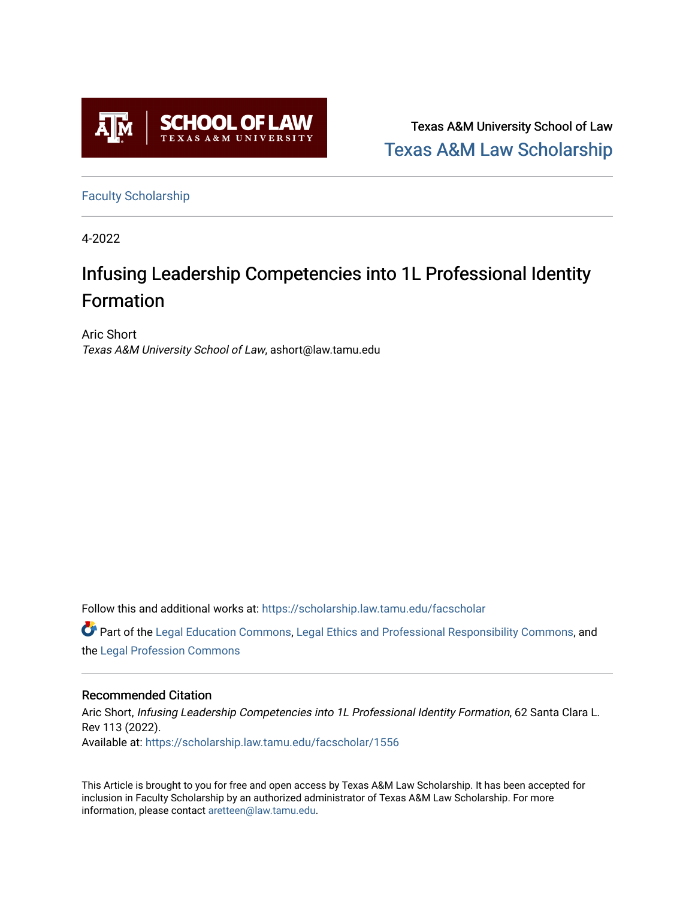SCHOOL OF LAW
TEXAS A&M UNIVERSITY

Texas A&M University School of Law
Texas A&M Law Scholarship

Faculty Scholarship

4-2022

# Infusing Leadership Competencies into 1L Professional Identity Formation

Aric Short
*Texas A&M University School of Law*, ashort@law.tamu.edu

Follow this and additional works at: https://scholarship.law.tamu.edu/facscholar

Part of the Legal Education Commons, Legal Ethics and Professional Responsibility Commons, and the Legal Profession Commons

## Recommended Citation

Aric Short, *Infusing Leadership Competencies into 1L Professional Identity Formation*, 62 Santa Clara L. Rev 113 (2022).
Available at: https://scholarship.law.tamu.edu/facscholar/1556

This Article is brought to you for free and open access by Texas A&M Law Scholarship. It has been accepted for inclusion in Faculty Scholarship by an authorized administrator of Texas A&M Law Scholarship. For more information, please contact aretteen@law.tamu.edu.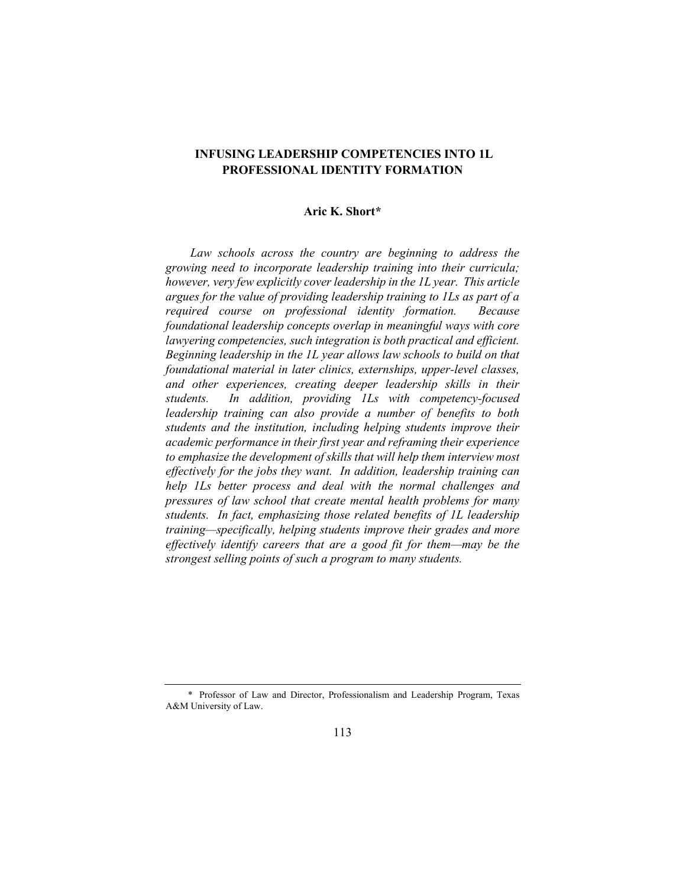# INFUSING LEADERSHIP COMPETENCIES INTO 1L PROFESSIONAL IDENTITY FORMATION

**Aric K. Short***

*Law schools across the country are beginning to address the growing need to incorporate leadership training into their curricula; however, very few explicitly cover leadership in the 1L year. This article argues for the value of providing leadership training to 1Ls as part of a required course on professional identity formation. Because foundational leadership concepts overlap in meaningful ways with core lawyering competencies, such integration is both practical and efficient. Beginning leadership in the 1L year allows law schools to build on that foundational material in later clinics, externships, upper-level classes, and other experiences, creating deeper leadership skills in their students. In addition, providing 1Ls with competency-focused leadership training can also provide a number of benefits to both students and the institution, including helping students improve their academic performance in their first year and reframing their experience to emphasize the development of skills that will help them interview most effectively for the jobs they want. In addition, leadership training can help 1Ls better process and deal with the normal challenges and pressures of law school that create mental health problems for many students. In fact, emphasizing those related benefits of 1L leadership training—specifically, helping students improve their grades and more effectively identify careers that are a good fit for them—may be the strongest selling points of such a program to many students.*

---

\* Professor of Law and Director, Professionalism and Leadership Program, Texas A&M University of Law.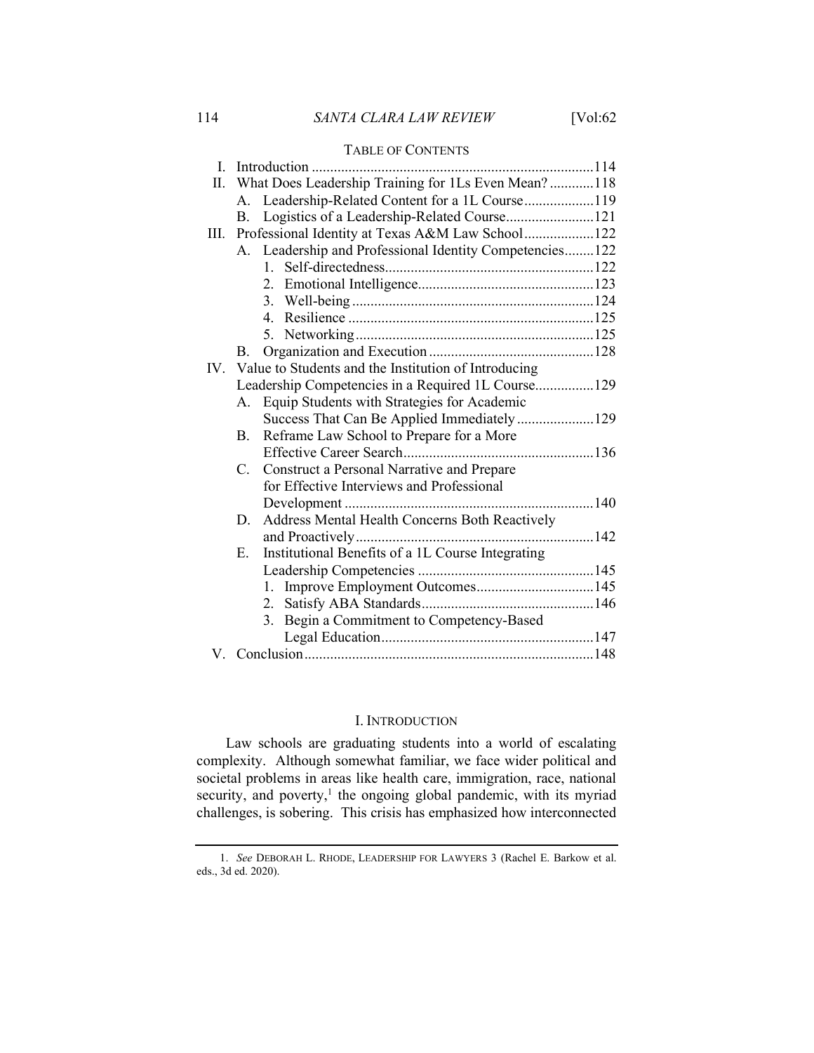TABLE OF CONTENTS

I. Introduction ....... 114
II. What Does Leadership Training for 1Ls Even Mean? ....... 118
  A. Leadership-Related Content for a 1L Course ....... 119
  B. Logistics of a Leadership-Related Course ....... 121
III. Professional Identity at Texas A&M Law School ....... 122
  A. Leadership and Professional Identity Competencies ....... 122
    1. Self-directedness ....... 122
    2. Emotional Intelligence ....... 123
    3. Well-being ....... 124
    4. Resilience ....... 125
    5. Networking ....... 125
  B. Organization and Execution ....... 128
IV. Value to Students and the Institution of Introducing Leadership Competencies in a Required 1L Course ....... 129
  A. Equip Students with Strategies for Academic Success That Can Be Applied Immediately ....... 129
  B. Reframe Law School to Prepare for a More Effective Career Search ....... 136
  C. Construct a Personal Narrative and Prepare for Effective Interviews and Professional Development ....... 140
  D. Address Mental Health Concerns Both Reactively and Proactively ....... 142
  E. Institutional Benefits of a 1L Course Integrating Leadership Competencies ....... 145
    1. Improve Employment Outcomes ....... 145
    2. Satisfy ABA Standards ....... 146
    3. Begin a Commitment to Competency-Based Legal Education ....... 147
V. Conclusion ....... 148

## I. INTRODUCTION

Law schools are graduating students into a world of escalating complexity. Although somewhat familiar, we face wider political and societal problems in areas like health care, immigration, race, national security, and poverty,[1] the ongoing global pandemic, with its myriad challenges, is sobering. This crisis has emphasized how interconnected

1. *See* DEBORAH L. RHODE, LEADERSHIP FOR LAWYERS 3 (Rachel E. Barkow et al. eds., 3d ed. 2020).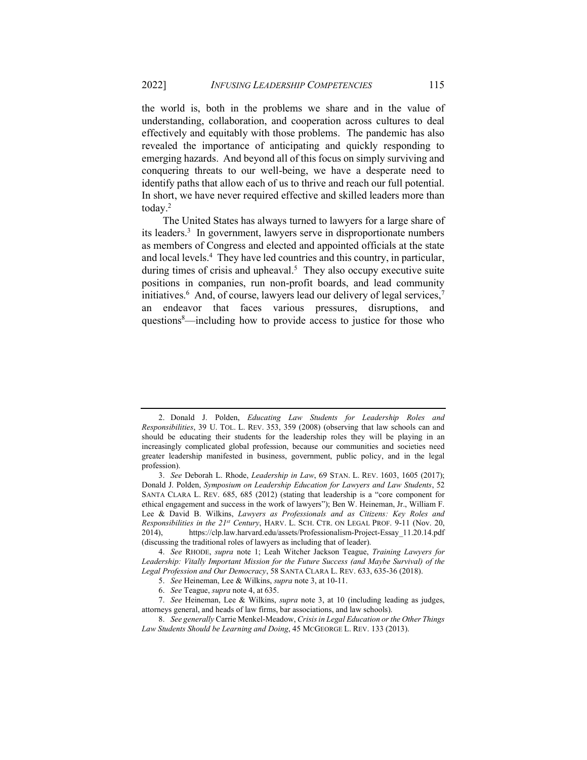the world is, both in the problems we share and in the value of understanding, collaboration, and cooperation across cultures to deal effectively and equitably with those problems. The pandemic has also revealed the importance of anticipating and quickly responding to emerging hazards. And beyond all of this focus on simply surviving and conquering threats to our well-being, we have a desperate need to identify paths that allow each of us to thrive and reach our full potential. In short, we have never required effective and skilled leaders more than today.[2]

The United States has always turned to lawyers for a large share of its leaders.[3] In government, lawyers serve in disproportionate numbers as members of Congress and elected and appointed officials at the state and local levels.[4] They have led countries and this country, in particular, during times of crisis and upheaval.[5] They also occupy executive suite positions in companies, run non-profit boards, and lead community initiatives.[6] And, of course, lawyers lead our delivery of legal services,[7] an endeavor that faces various pressures, disruptions, and questions[8]—including how to provide access to justice for those who

---

2. Donald J. Polden, *Educating Law Students for Leadership Roles and Responsibilities*, 39 U. TOL. L. REV. 353, 359 (2008) (observing that law schools can and should be educating their students for the leadership roles they will be playing in an increasingly complicated global profession, because our communities and societies need greater leadership manifested in business, government, public policy, and in the legal profession).

3. *See* Deborah L. Rhode, *Leadership in Law*, 69 STAN. L. REV. 1603, 1605 (2017); Donald J. Polden, *Symposium on Leadership Education for Lawyers and Law Students*, 52 SANTA CLARA L. REV. 685, 685 (2012) (stating that leadership is a "core component for ethical engagement and success in the work of lawyers"); Ben W. Heineman, Jr., William F. Lee & David B. Wilkins, *Lawyers as Professionals and as Citizens: Key Roles and Responsibilities in the 21st Century*, HARV. L. SCH. CTR. ON LEGAL PROF. 9-11 (Nov. 20, 2014), https://clp.law.harvard.edu/assets/Professionalism-Project-Essay_11.20.14.pdf (discussing the traditional roles of lawyers as including that of leader).

4. *See* RHODE, *supra* note 1; Leah Witcher Jackson Teague, *Training Lawyers for Leadership: Vitally Important Mission for the Future Success (and Maybe Survival) of the Legal Profession and Our Democracy*, 58 SANTA CLARA L. REV. 633, 635-36 (2018).

5. *See* Heineman, Lee & Wilkins, *supra* note 3, at 10-11.

6. *See* Teague, *supra* note 4, at 635.

7. *See* Heineman, Lee & Wilkins, *supra* note 3, at 10 (including leading as judges, attorneys general, and heads of law firms, bar associations, and law schools).

8. *See generally* Carrie Menkel-Meadow, *Crisis in Legal Education or the Other Things Law Students Should be Learning and Doing*, 45 MCGEORGE L. REV. 133 (2013).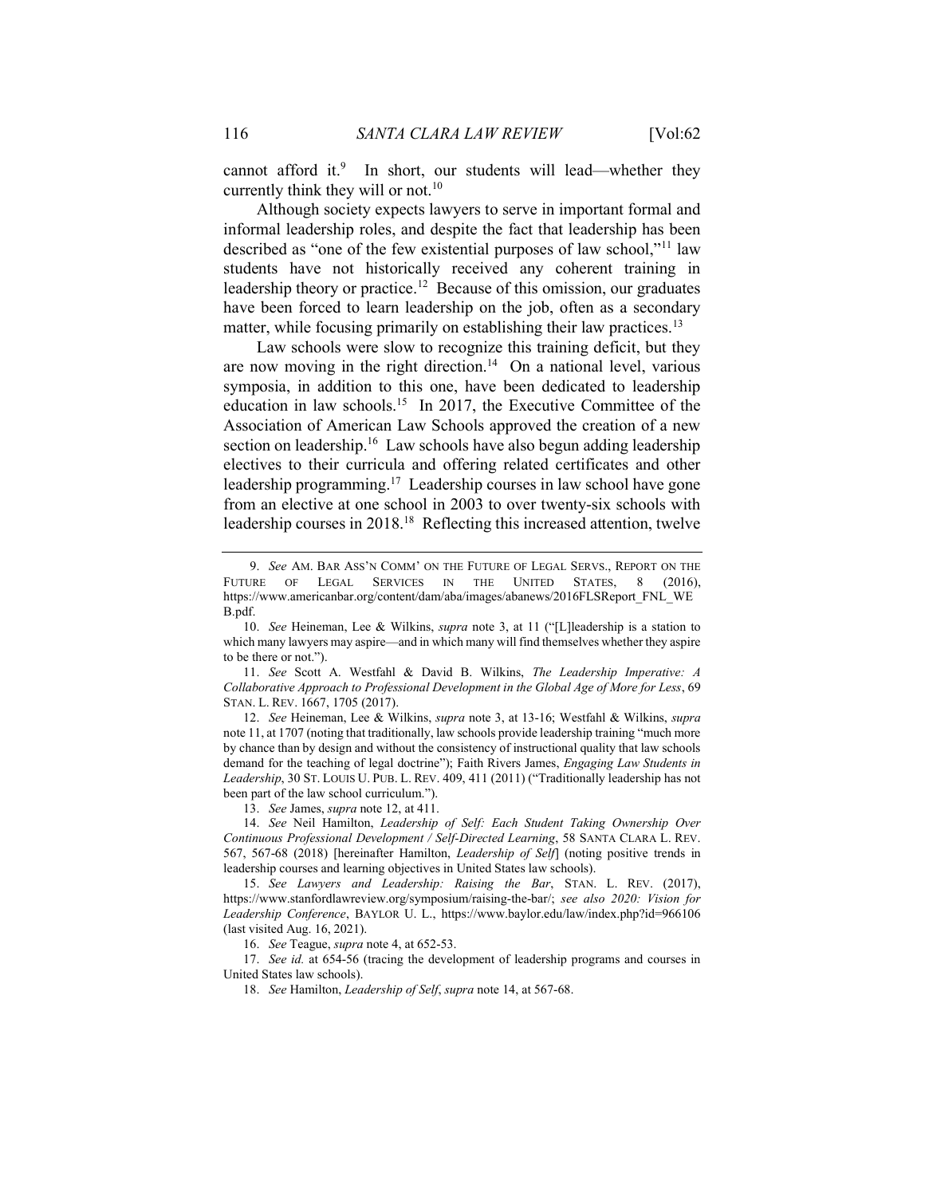cannot afford it.[9] In short, our students will lead—whether they currently think they will or not.[10]

Although society expects lawyers to serve in important formal and informal leadership roles, and despite the fact that leadership has been described as "one of the few existential purposes of law school,"[11] law students have not historically received any coherent training in leadership theory or practice.[12] Because of this omission, our graduates have been forced to learn leadership on the job, often as a secondary matter, while focusing primarily on establishing their law practices.[13]

Law schools were slow to recognize this training deficit, but they are now moving in the right direction.[14] On a national level, various symposia, in addition to this one, have been dedicated to leadership education in law schools.[15] In 2017, the Executive Committee of the Association of American Law Schools approved the creation of a new section on leadership.[16] Law schools have also begun adding leadership electives to their curricula and offering related certificates and other leadership programming.[17] Leadership courses in law school have gone from an elective at one school in 2003 to over twenty-six schools with leadership courses in 2018.[18] Reflecting this increased attention, twelve

---

9. *See* AM. BAR ASS'N COMM' ON THE FUTURE OF LEGAL SERVS., REPORT ON THE FUTURE OF LEGAL SERVICES IN THE UNITED STATES, 8 (2016), https://www.americanbar.org/content/dam/aba/images/abanews/2016FLSReport_FNL_WEB.pdf.

10. *See* Heineman, Lee & Wilkins, *supra* note 3, at 11 ("[L]leadership is a station to which many lawyers may aspire—and in which many will find themselves whether they aspire to be there or not.").

11. *See* Scott A. Westfahl & David B. Wilkins, *The Leadership Imperative: A Collaborative Approach to Professional Development in the Global Age of More for Less*, 69 STAN. L. REV. 1667, 1705 (2017).

12. *See* Heineman, Lee & Wilkins, *supra* note 3, at 13-16; Westfahl & Wilkins, *supra* note 11, at 1707 (noting that traditionally, law schools provide leadership training "much more by chance than by design and without the consistency of instructional quality that law schools demand for the teaching of legal doctrine"); Faith Rivers James, *Engaging Law Students in Leadership*, 30 ST. LOUIS U. PUB. L. REV. 409, 411 (2011) ("Traditionally leadership has not been part of the law school curriculum.").

13. *See* James, *supra* note 12, at 411.

14. *See* Neil Hamilton, *Leadership of Self: Each Student Taking Ownership Over Continuous Professional Development / Self-Directed Learning*, 58 SANTA CLARA L. REV. 567, 567-68 (2018) [hereinafter Hamilton, *Leadership of Self*] (noting positive trends in leadership courses and learning objectives in United States law schools).

15. *See Lawyers and Leadership: Raising the Bar*, STAN. L. REV. (2017), https://www.stanfordlawreview.org/symposium/raising-the-bar/; *see also 2020: Vision for Leadership Conference*, BAYLOR U. L., https://www.baylor.edu/law/index.php?id=966106 (last visited Aug. 16, 2021).

16. *See* Teague, *supra* note 4, at 652-53.

17. *See id.* at 654-56 (tracing the development of leadership programs and courses in United States law schools).

18. *See* Hamilton, *Leadership of Self*, *supra* note 14, at 567-68.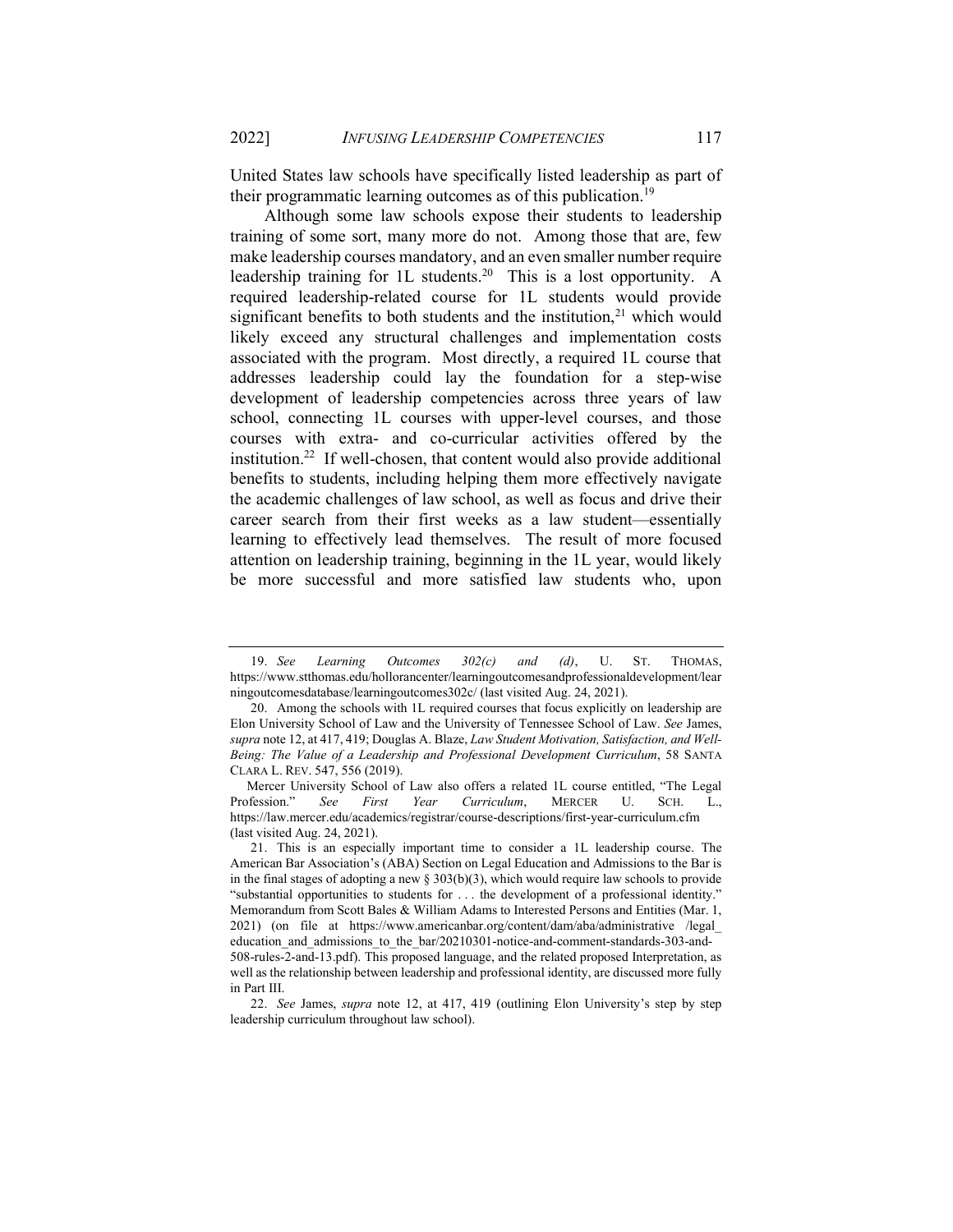United States law schools have specifically listed leadership as part of their programmatic learning outcomes as of this publication.[19]

Although some law schools expose their students to leadership training of some sort, many more do not. Among those that are, few make leadership courses mandatory, and an even smaller number require leadership training for 1L students.[20] This is a lost opportunity. A required leadership-related course for 1L students would provide significant benefits to both students and the institution,[21] which would likely exceed any structural challenges and implementation costs associated with the program. Most directly, a required 1L course that addresses leadership could lay the foundation for a step-wise development of leadership competencies across three years of law school, connecting 1L courses with upper-level courses, and those courses with extra- and co-curricular activities offered by the institution.[22] If well-chosen, that content would also provide additional benefits to students, including helping them more effectively navigate the academic challenges of law school, as well as focus and drive their career search from their first weeks as a law student—essentially learning to effectively lead themselves. The result of more focused attention on leadership training, beginning in the 1L year, would likely be more successful and more satisfied law students who, upon

---

19. *See Learning Outcomes 302(c) and (d)*, U. ST. THOMAS, https://www.stthomas.edu/hollorancenter/learningoutcomesandprofessionaldevelopment/learningoutcomesdatabase/learningoutcomes302c/ (last visited Aug. 24, 2021).

20. Among the schools with 1L required courses that focus explicitly on leadership are Elon University School of Law and the University of Tennessee School of Law. *See* James, *supra* note 12, at 417, 419; Douglas A. Blaze, *Law Student Motivation, Satisfaction, and Well-Being: The Value of a Leadership and Professional Development Curriculum*, 58 SANTA CLARA L. REV. 547, 556 (2019).

Mercer University School of Law also offers a related 1L course entitled, "The Legal Profession." *See First Year Curriculum*, MERCER U. SCH. L., https://law.mercer.edu/academics/registrar/course-descriptions/first-year-curriculum.cfm (last visited Aug. 24, 2021).

21. This is an especially important time to consider a 1L leadership course. The American Bar Association's (ABA) Section on Legal Education and Admissions to the Bar is in the final stages of adopting a new § 303(b)(3), which would require law schools to provide "substantial opportunities to students for . . . the development of a professional identity." Memorandum from Scott Bales & William Adams to Interested Persons and Entities (Mar. 1, 2021) (on file at https://www.americanbar.org/content/dam/aba/administrative /legal_education_and_admissions_to_the_bar/20210301-notice-and-comment-standards-303-and-508-rules-2-and-13.pdf). This proposed language, and the related proposed Interpretation, as well as the relationship between leadership and professional identity, are discussed more fully in Part III.

22. *See* James, *supra* note 12, at 417, 419 (outlining Elon University's step by step leadership curriculum throughout law school).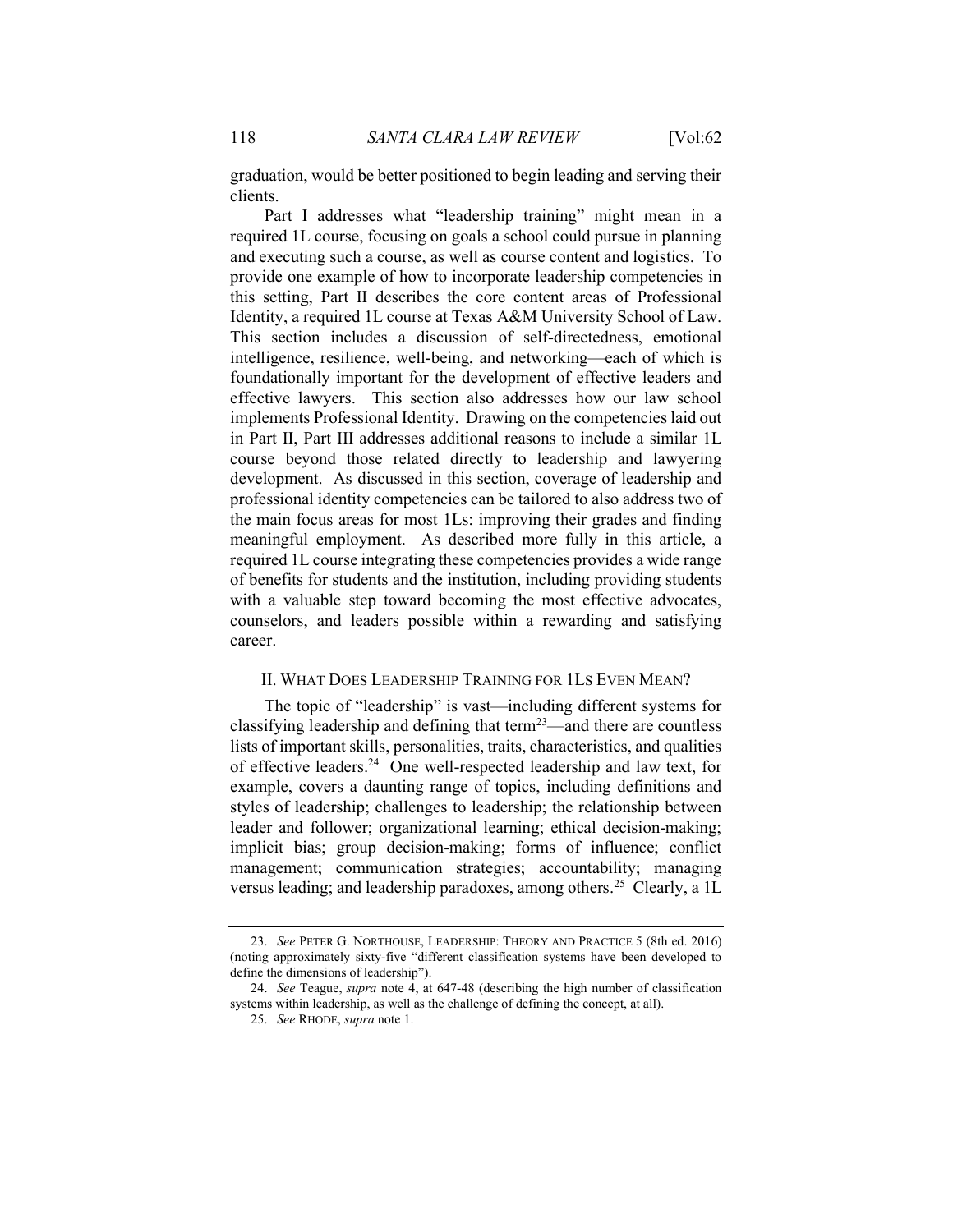graduation, would be better positioned to begin leading and serving their clients.

Part I addresses what "leadership training" might mean in a required 1L course, focusing on goals a school could pursue in planning and executing such a course, as well as course content and logistics. To provide one example of how to incorporate leadership competencies in this setting, Part II describes the core content areas of Professional Identity, a required 1L course at Texas A&M University School of Law. This section includes a discussion of self-directedness, emotional intelligence, resilience, well-being, and networking—each of which is foundationally important for the development of effective leaders and effective lawyers. This section also addresses how our law school implements Professional Identity. Drawing on the competencies laid out in Part II, Part III addresses additional reasons to include a similar 1L course beyond those related directly to leadership and lawyering development. As discussed in this section, coverage of leadership and professional identity competencies can be tailored to also address two of the main focus areas for most 1Ls: improving their grades and finding meaningful employment. As described more fully in this article, a required 1L course integrating these competencies provides a wide range of benefits for students and the institution, including providing students with a valuable step toward becoming the most effective advocates, counselors, and leaders possible within a rewarding and satisfying career.

## II. What Does Leadership Training for 1Ls Even Mean?

The topic of "leadership" is vast—including different systems for classifying leadership and defining that term[23]—and there are countless lists of important skills, personalities, traits, characteristics, and qualities of effective leaders.[24] One well-respected leadership and law text, for example, covers a daunting range of topics, including definitions and styles of leadership; challenges to leadership; the relationship between leader and follower; organizational learning; ethical decision-making; implicit bias; group decision-making; forms of influence; conflict management; communication strategies; accountability; managing versus leading; and leadership paradoxes, among others.[25] Clearly, a 1L

---

23. *See* Peter G. Northouse, Leadership: Theory and Practice 5 (8th ed. 2016) (noting approximately sixty-five "different classification systems have been developed to define the dimensions of leadership").

24. *See* Teague, *supra* note 4, at 647-48 (describing the high number of classification systems within leadership, as well as the challenge of defining the concept, at all).

25. *See* Rhode, *supra* note 1.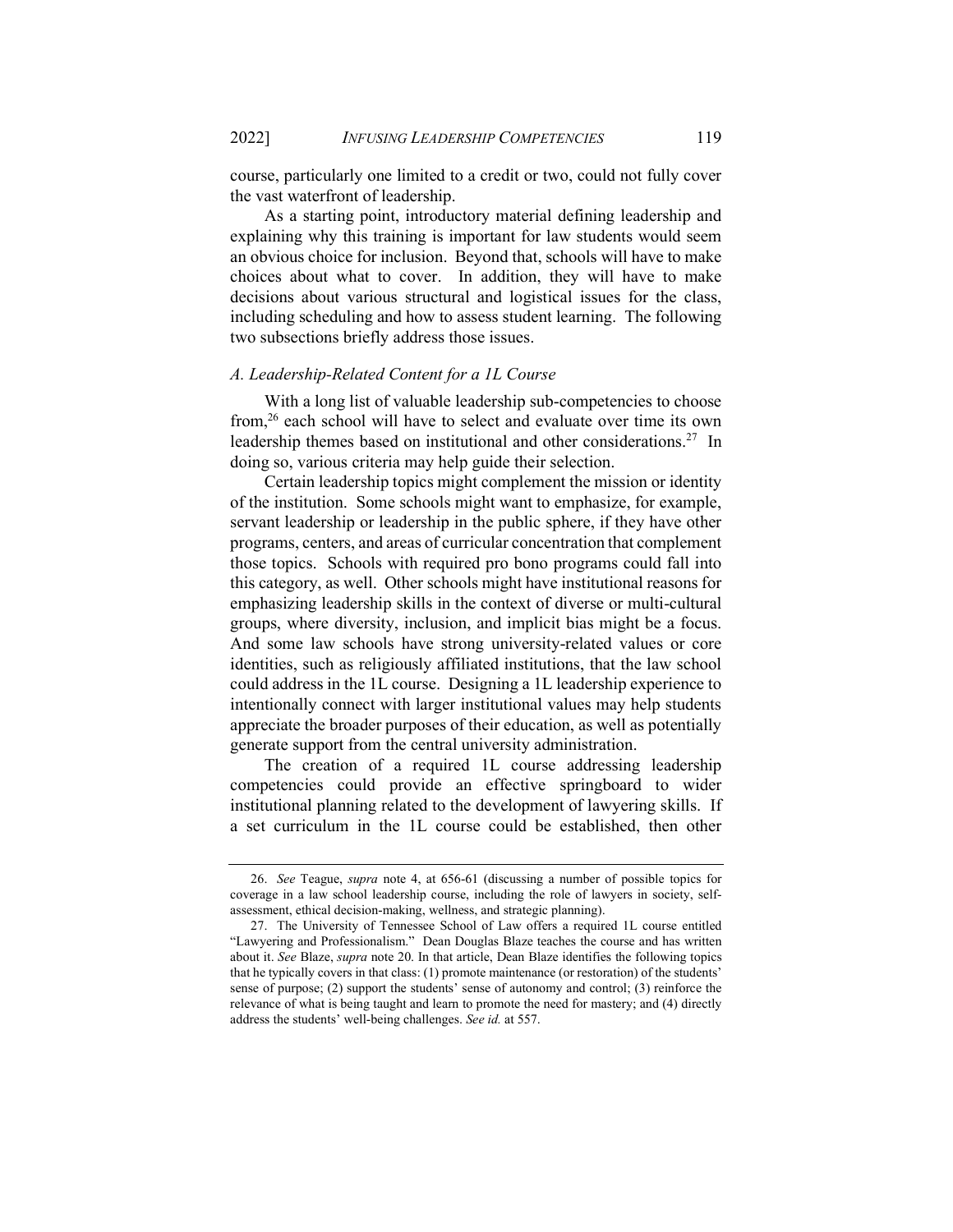course, particularly one limited to a credit or two, could not fully cover the vast waterfront of leadership.

As a starting point, introductory material defining leadership and explaining why this training is important for law students would seem an obvious choice for inclusion. Beyond that, schools will have to make choices about what to cover. In addition, they will have to make decisions about various structural and logistical issues for the class, including scheduling and how to assess student learning. The following two subsections briefly address those issues.

### *A. Leadership-Related Content for a 1L Course*

With a long list of valuable leadership sub-competencies to choose from,[26] each school will have to select and evaluate over time its own leadership themes based on institutional and other considerations.[27] In doing so, various criteria may help guide their selection.

Certain leadership topics might complement the mission or identity of the institution. Some schools might want to emphasize, for example, servant leadership or leadership in the public sphere, if they have other programs, centers, and areas of curricular concentration that complement those topics. Schools with required pro bono programs could fall into this category, as well. Other schools might have institutional reasons for emphasizing leadership skills in the context of diverse or multi-cultural groups, where diversity, inclusion, and implicit bias might be a focus. And some law schools have strong university-related values or core identities, such as religiously affiliated institutions, that the law school could address in the 1L course. Designing a 1L leadership experience to intentionally connect with larger institutional values may help students appreciate the broader purposes of their education, as well as potentially generate support from the central university administration.

The creation of a required 1L course addressing leadership competencies could provide an effective springboard to wider institutional planning related to the development of lawyering skills. If a set curriculum in the 1L course could be established, then other

---

26. *See* Teague, *supra* note 4, at 656-61 (discussing a number of possible topics for coverage in a law school leadership course, including the role of lawyers in society, self-assessment, ethical decision-making, wellness, and strategic planning).

27. The University of Tennessee School of Law offers a required 1L course entitled "Lawyering and Professionalism." Dean Douglas Blaze teaches the course and has written about it. *See* Blaze, *supra* note 20. In that article, Dean Blaze identifies the following topics that he typically covers in that class: (1) promote maintenance (or restoration) of the students' sense of purpose; (2) support the students' sense of autonomy and control; (3) reinforce the relevance of what is being taught and learn to promote the need for mastery; and (4) directly address the students' well-being challenges. *See id.* at 557.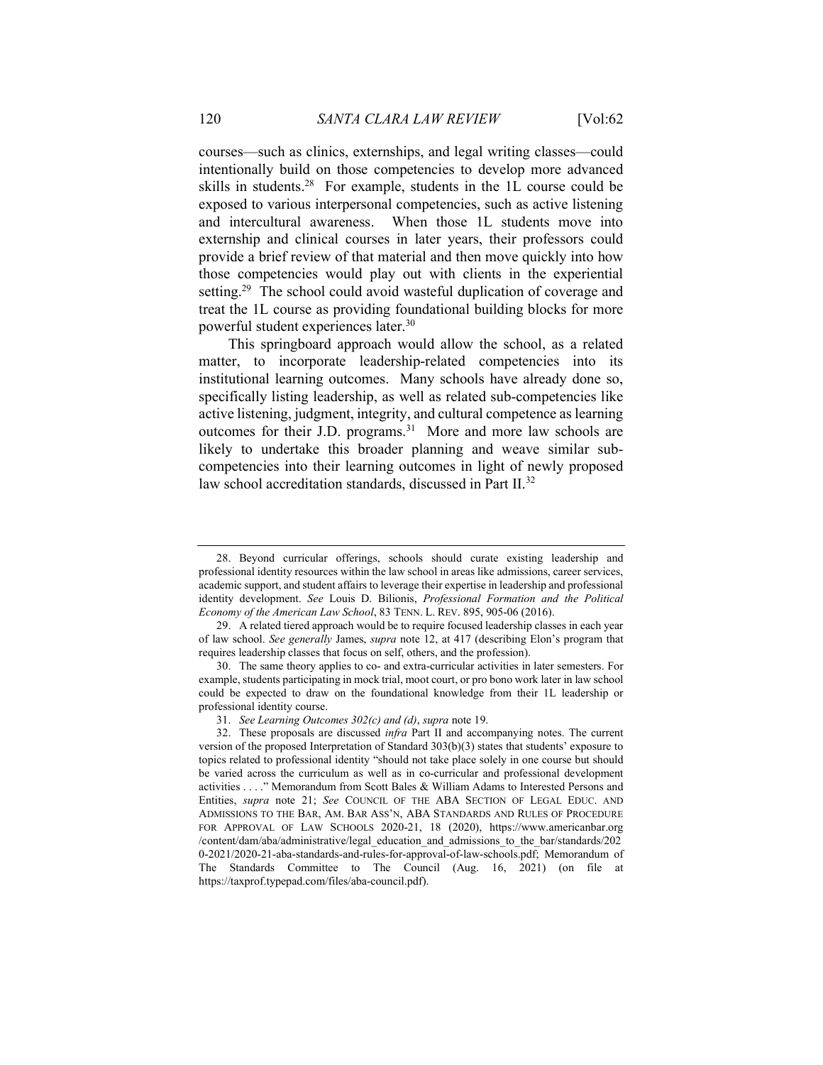courses—such as clinics, externships, and legal writing classes—could intentionally build on those competencies to develop more advanced skills in students.[28] For example, students in the 1L course could be exposed to various interpersonal competencies, such as active listening and intercultural awareness. When those 1L students move into externship and clinical courses in later years, their professors could provide a brief review of that material and then move quickly into how those competencies would play out with clients in the experiential setting.[29] The school could avoid wasteful duplication of coverage and treat the 1L course as providing foundational building blocks for more powerful student experiences later.[30]

This springboard approach would allow the school, as a related matter, to incorporate leadership-related competencies into its institutional learning outcomes. Many schools have already done so, specifically listing leadership, as well as related sub-competencies like active listening, judgment, integrity, and cultural competence as learning outcomes for their J.D. programs.[31] More and more law schools are likely to undertake this broader planning and weave similar sub-competencies into their learning outcomes in light of newly proposed law school accreditation standards, discussed in Part II.[32]

---

28. Beyond curricular offerings, schools should curate existing leadership and professional identity resources within the law school in areas like admissions, career services, academic support, and student affairs to leverage their expertise in leadership and professional identity development. *See* Louis D. Bilionis, *Professional Formation and the Political Economy of the American Law School*, 83 TENN. L. REV. 895, 905-06 (2016).

29. A related tiered approach would be to require focused leadership classes in each year of law school. *See generally* James, *supra* note 12, at 417 (describing Elon's program that requires leadership classes that focus on self, others, and the profession).

30. The same theory applies to co- and extra-curricular activities in later semesters. For example, students participating in mock trial, moot court, or pro bono work later in law school could be expected to draw on the foundational knowledge from their 1L leadership or professional identity course.

31. *See Learning Outcomes 302(c) and (d)*, *supra* note 19.

32. These proposals are discussed *infra* Part II and accompanying notes. The current version of the proposed Interpretation of Standard 303(b)(3) states that students' exposure to topics related to professional identity "should not take place solely in one course but should be varied across the curriculum as well as in co-curricular and professional development activities . . . ." Memorandum from Scott Bales & William Adams to Interested Persons and Entities, *supra* note 21; *See* COUNCIL OF THE ABA SECTION OF LEGAL EDUC. AND ADMISSIONS TO THE BAR, AM. BAR ASS'N, ABA STANDARDS AND RULES OF PROCEDURE FOR APPROVAL OF LAW SCHOOLS 2020-21, 18 (2020), https://www.americanbar.org/content/dam/aba/administrative/legal_education_and_admissions_to_the_bar/standards/2020-2021/2020-21-aba-standards-and-rules-for-approval-of-law-schools.pdf; Memorandum of The Standards Committee to The Council (Aug. 16, 2021) (on file at https://taxprof.typepad.com/files/aba-council.pdf).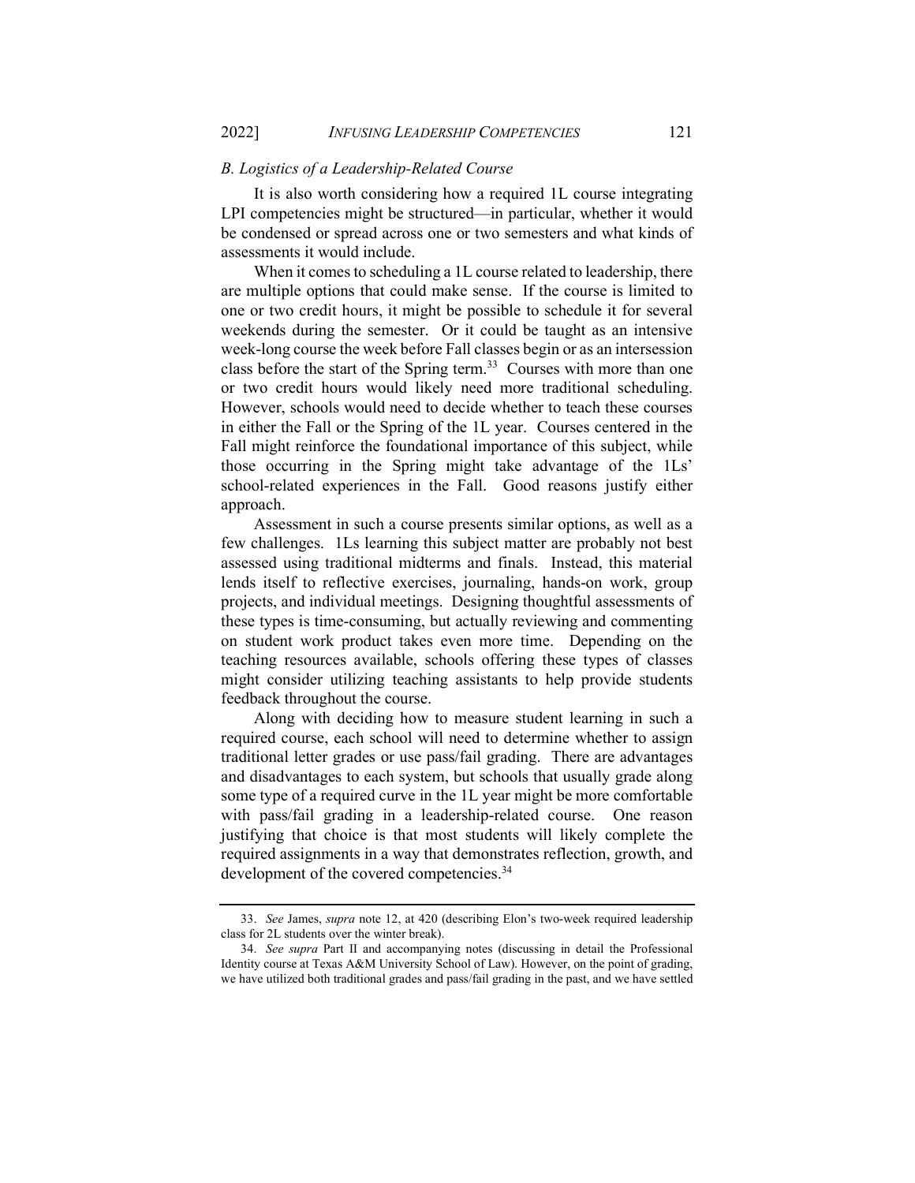### *B. Logistics of a Leadership-Related Course*

It is also worth considering how a required 1L course integrating LPI competencies might be structured—in particular, whether it would be condensed or spread across one or two semesters and what kinds of assessments it would include.

When it comes to scheduling a 1L course related to leadership, there are multiple options that could make sense. If the course is limited to one or two credit hours, it might be possible to schedule it for several weekends during the semester. Or it could be taught as an intensive week-long course the week before Fall classes begin or as an intersession class before the start of the Spring term.[33] Courses with more than one or two credit hours would likely need more traditional scheduling. However, schools would need to decide whether to teach these courses in either the Fall or the Spring of the 1L year. Courses centered in the Fall might reinforce the foundational importance of this subject, while those occurring in the Spring might take advantage of the 1Ls' school-related experiences in the Fall. Good reasons justify either approach.

Assessment in such a course presents similar options, as well as a few challenges. 1Ls learning this subject matter are probably not best assessed using traditional midterms and finals. Instead, this material lends itself to reflective exercises, journaling, hands-on work, group projects, and individual meetings. Designing thoughtful assessments of these types is time-consuming, but actually reviewing and commenting on student work product takes even more time. Depending on the teaching resources available, schools offering these types of classes might consider utilizing teaching assistants to help provide students feedback throughout the course.

Along with deciding how to measure student learning in such a required course, each school will need to determine whether to assign traditional letter grades or use pass/fail grading. There are advantages and disadvantages to each system, but schools that usually grade along some type of a required curve in the 1L year might be more comfortable with pass/fail grading in a leadership-related course. One reason justifying that choice is that most students will likely complete the required assignments in a way that demonstrates reflection, growth, and development of the covered competencies.[34]

---

33. *See* James, *supra* note 12, at 420 (describing Elon's two-week required leadership class for 2L students over the winter break).

34. *See supra* Part II and accompanying notes (discussing in detail the Professional Identity course at Texas A&M University School of Law). However, on the point of grading, we have utilized both traditional grades and pass/fail grading in the past, and we have settled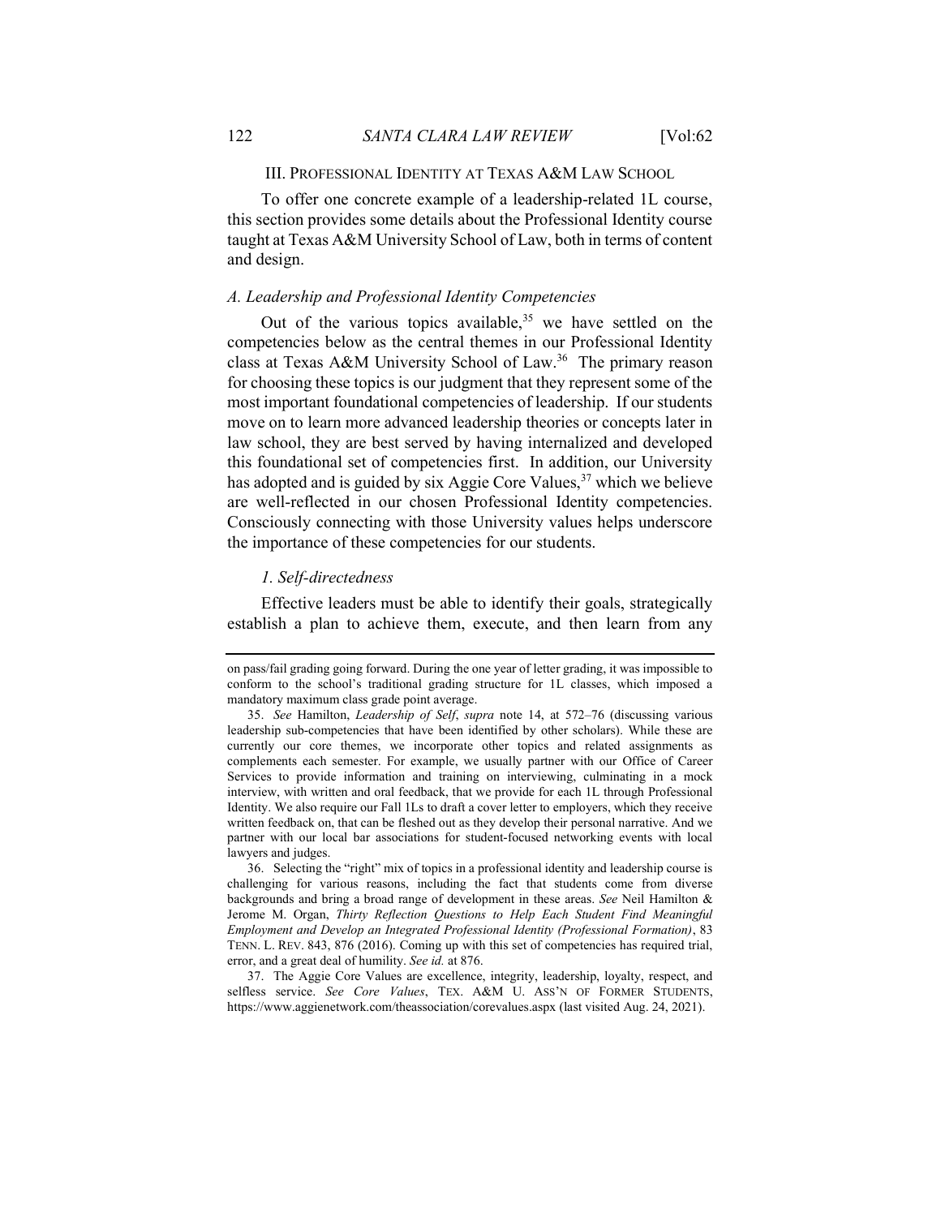## III. Professional Identity at Texas A&M Law School

To offer one concrete example of a leadership-related 1L course, this section provides some details about the Professional Identity course taught at Texas A&M University School of Law, both in terms of content and design.

### *A. Leadership and Professional Identity Competencies*

Out of the various topics available,[35] we have settled on the competencies below as the central themes in our Professional Identity class at Texas A&M University School of Law.[36] The primary reason for choosing these topics is our judgment that they represent some of the most important foundational competencies of leadership. If our students move on to learn more advanced leadership theories or concepts later in law school, they are best served by having internalized and developed this foundational set of competencies first. In addition, our University has adopted and is guided by six Aggie Core Values,[37] which we believe are well-reflected in our chosen Professional Identity competencies. Consciously connecting with those University values helps underscore the importance of these competencies for our students.

#### *1. Self-directedness*

Effective leaders must be able to identify their goals, strategically establish a plan to achieve them, execute, and then learn from any

---

on pass/fail grading going forward. During the one year of letter grading, it was impossible to conform to the school's traditional grading structure for 1L classes, which imposed a mandatory maximum class grade point average.

35. *See* Hamilton, *Leadership of Self*, *supra* note 14, at 572–76 (discussing various leadership sub-competencies that have been identified by other scholars). While these are currently our core themes, we incorporate other topics and related assignments as complements each semester. For example, we usually partner with our Office of Career Services to provide information and training on interviewing, culminating in a mock interview, with written and oral feedback, that we provide for each 1L through Professional Identity. We also require our Fall 1Ls to draft a cover letter to employers, which they receive written feedback on, that can be fleshed out as they develop their personal narrative. And we partner with our local bar associations for student-focused networking events with local lawyers and judges.

36. Selecting the "right" mix of topics in a professional identity and leadership course is challenging for various reasons, including the fact that students come from diverse backgrounds and bring a broad range of development in these areas. *See* Neil Hamilton & Jerome M. Organ, *Thirty Reflection Questions to Help Each Student Find Meaningful Employment and Develop an Integrated Professional Identity (Professional Formation)*, 83 TENN. L. REV. 843, 876 (2016). Coming up with this set of competencies has required trial, error, and a great deal of humility. *See id.* at 876.

37. The Aggie Core Values are excellence, integrity, leadership, loyalty, respect, and selfless service. *See Core Values*, TEX. A&M U. ASS'N OF FORMER STUDENTS, https://www.aggienetwork.com/theassociation/corevalues.aspx (last visited Aug. 24, 2021).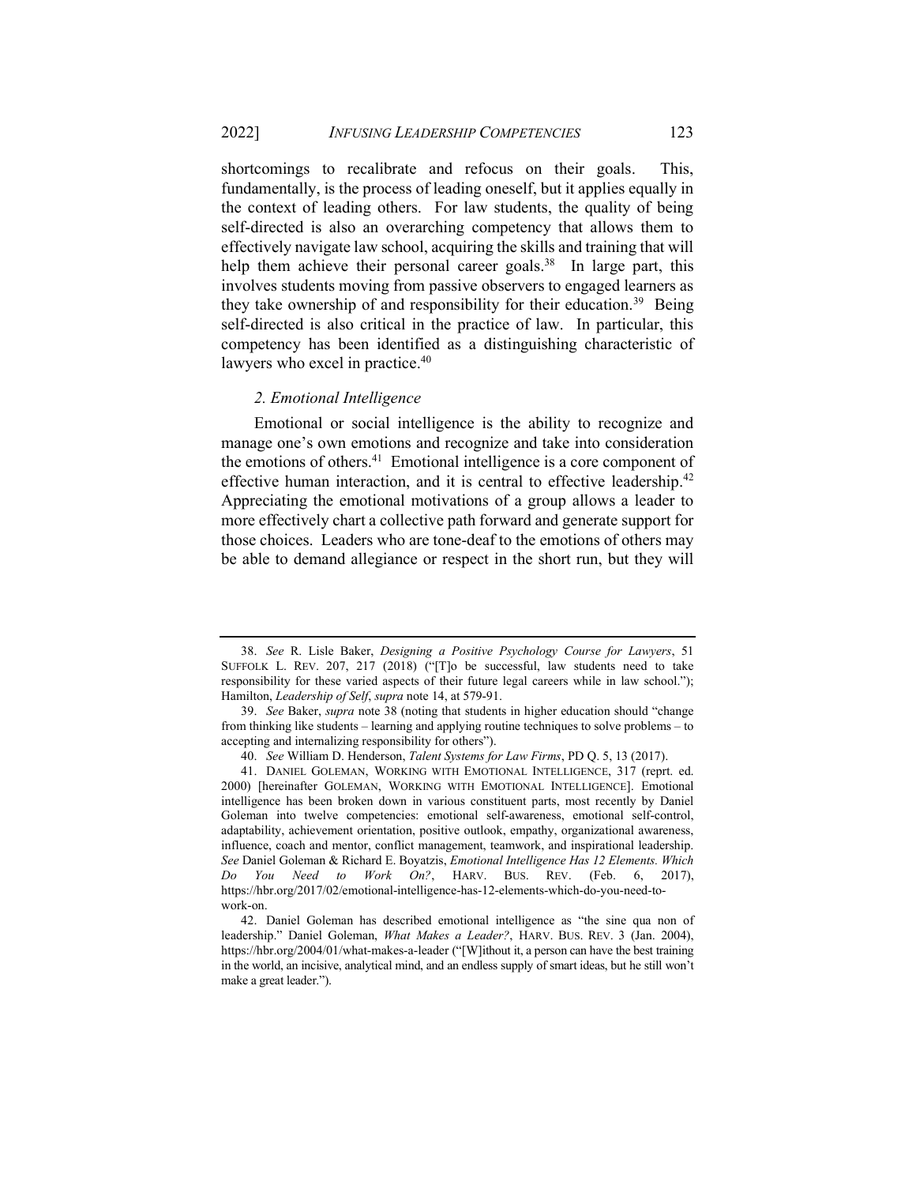shortcomings to recalibrate and refocus on their goals. This, fundamentally, is the process of leading oneself, but it applies equally in the context of leading others. For law students, the quality of being self-directed is also an overarching competency that allows them to effectively navigate law school, acquiring the skills and training that will help them achieve their personal career goals.[38] In large part, this involves students moving from passive observers to engaged learners as they take ownership of and responsibility for their education.[39] Being self-directed is also critical in the practice of law. In particular, this competency has been identified as a distinguishing characteristic of lawyers who excel in practice.[40]

### *2. Emotional Intelligence*

Emotional or social intelligence is the ability to recognize and manage one's own emotions and recognize and take into consideration the emotions of others.[41] Emotional intelligence is a core component of effective human interaction, and it is central to effective leadership.[42] Appreciating the emotional motivations of a group allows a leader to more effectively chart a collective path forward and generate support for those choices. Leaders who are tone-deaf to the emotions of others may be able to demand allegiance or respect in the short run, but they will

---

38. *See* R. Lisle Baker, *Designing a Positive Psychology Course for Lawyers*, 51 SUFFOLK L. REV. 207, 217 (2018) ("[T]o be successful, law students need to take responsibility for these varied aspects of their future legal careers while in law school."); Hamilton, *Leadership of Self*, *supra* note 14, at 579-91.

39. *See* Baker, *supra* note 38 (noting that students in higher education should "change from thinking like students – learning and applying routine techniques to solve problems – to accepting and internalizing responsibility for others").

40. *See* William D. Henderson, *Talent Systems for Law Firms*, PD Q. 5, 13 (2017).

41. DANIEL GOLEMAN, WORKING WITH EMOTIONAL INTELLIGENCE, 317 (reprt. ed. 2000) [hereinafter GOLEMAN, WORKING WITH EMOTIONAL INTELLIGENCE]. Emotional intelligence has been broken down in various constituent parts, most recently by Daniel Goleman into twelve competencies: emotional self-awareness, emotional self-control, adaptability, achievement orientation, positive outlook, empathy, organizational awareness, influence, coach and mentor, conflict management, teamwork, and inspirational leadership. *See* Daniel Goleman & Richard E. Boyatzis, *Emotional Intelligence Has 12 Elements. Which Do You Need to Work On?*, HARV. BUS. REV. (Feb. 6, 2017), https://hbr.org/2017/02/emotional-intelligence-has-12-elements-which-do-you-need-to-work-on.

42. Daniel Goleman has described emotional intelligence as "the sine qua non of leadership." Daniel Goleman, *What Makes a Leader?*, HARV. BUS. REV. 3 (Jan. 2004), https://hbr.org/2004/01/what-makes-a-leader ("[W]ithout it, a person can have the best training in the world, an incisive, analytical mind, and an endless supply of smart ideas, but he still won't make a great leader.").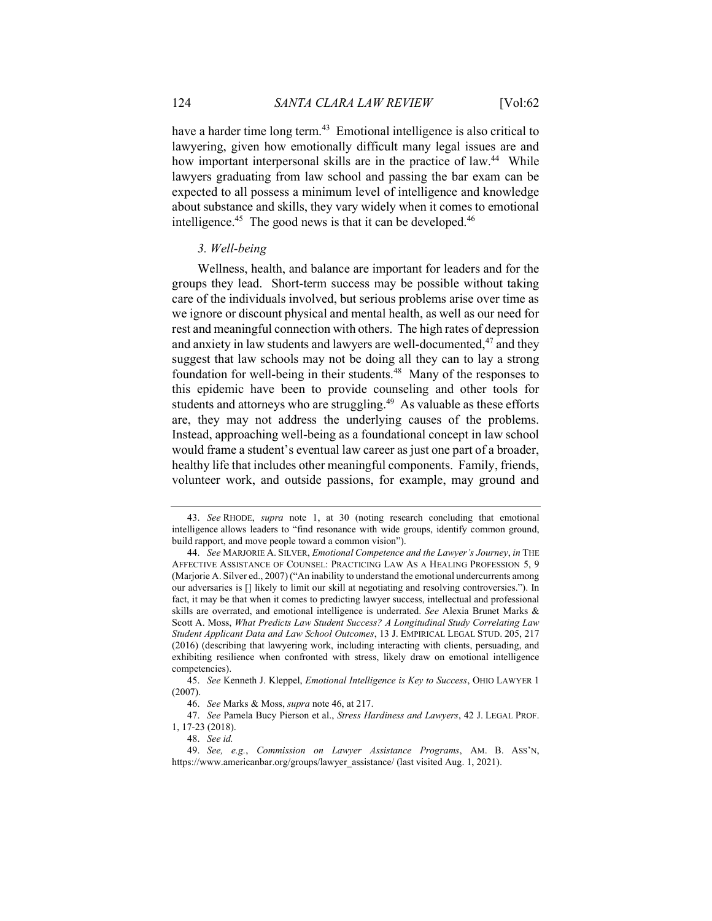have a harder time long term.[43] Emotional intelligence is also critical to lawyering, given how emotionally difficult many legal issues are and how important interpersonal skills are in the practice of law.[44] While lawyers graduating from law school and passing the bar exam can be expected to all possess a minimum level of intelligence and knowledge about substance and skills, they vary widely when it comes to emotional intelligence.[45] The good news is that it can be developed.[46]

### *3. Well-being*

Wellness, health, and balance are important for leaders and for the groups they lead. Short-term success may be possible without taking care of the individuals involved, but serious problems arise over time as we ignore or discount physical and mental health, as well as our need for rest and meaningful connection with others. The high rates of depression and anxiety in law students and lawyers are well-documented,[47] and they suggest that law schools may not be doing all they can to lay a strong foundation for well-being in their students.[48] Many of the responses to this epidemic have been to provide counseling and other tools for students and attorneys who are struggling.[49] As valuable as these efforts are, they may not address the underlying causes of the problems. Instead, approaching well-being as a foundational concept in law school would frame a student's eventual law career as just one part of a broader, healthy life that includes other meaningful components. Family, friends, volunteer work, and outside passions, for example, may ground and

---

43. *See* RHODE, *supra* note 1, at 30 (noting research concluding that emotional intelligence allows leaders to "find resonance with wide groups, identify common ground, build rapport, and move people toward a common vision").

44. *See* MARJORIE A. SILVER, *Emotional Competence and the Lawyer's Journey*, *in* THE AFFECTIVE ASSISTANCE OF COUNSEL: PRACTICING LAW AS A HEALING PROFESSION 5, 9 (Marjorie A. Silver ed., 2007) ("An inability to understand the emotional undercurrents among our adversaries is [] likely to limit our skill at negotiating and resolving controversies."). In fact, it may be that when it comes to predicting lawyer success, intellectual and professional skills are overrated, and emotional intelligence is underrated. *See* Alexia Brunet Marks & Scott A. Moss, *What Predicts Law Student Success? A Longitudinal Study Correlating Law Student Applicant Data and Law School Outcomes*, 13 J. EMPIRICAL LEGAL STUD. 205, 217 (2016) (describing that lawyering work, including interacting with clients, persuading, and exhibiting resilience when confronted with stress, likely draw on emotional intelligence competencies).

45. *See* Kenneth J. Kleppel, *Emotional Intelligence is Key to Success*, OHIO LAWYER 1 (2007).

46. *See* Marks & Moss, *supra* note 46, at 217.

47. *See* Pamela Bucy Pierson et al., *Stress Hardiness and Lawyers*, 42 J. LEGAL PROF. 1, 17-23 (2018).

48. *See id.*

49. *See, e.g.*, *Commission on Lawyer Assistance Programs*, AM. B. ASS'N, https://www.americanbar.org/groups/lawyer_assistance/ (last visited Aug. 1, 2021).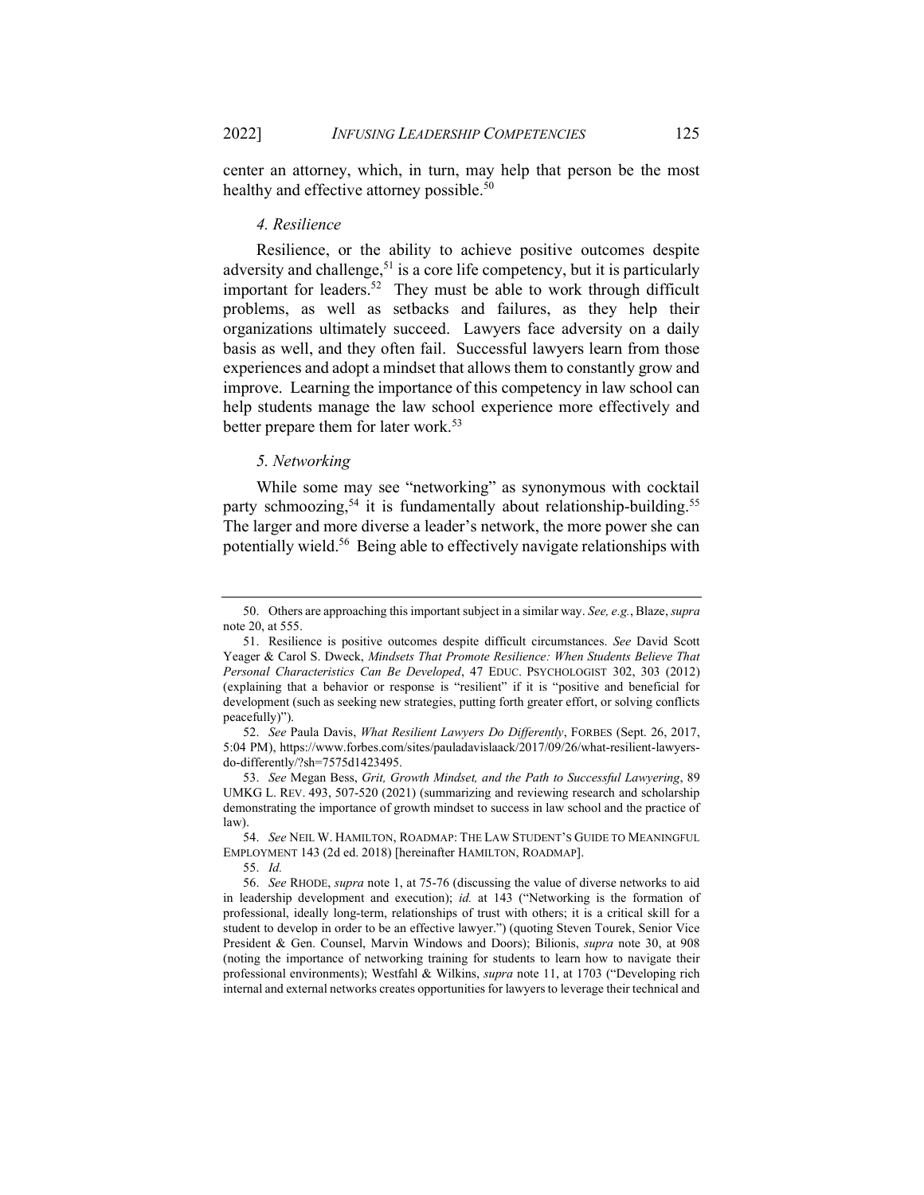center an attorney, which, in turn, may help that person be the most healthy and effective attorney possible.[50]

#### *4. Resilience*

Resilience, or the ability to achieve positive outcomes despite adversity and challenge,[51] is a core life competency, but it is particularly important for leaders.[52] They must be able to work through difficult problems, as well as setbacks and failures, as they help their organizations ultimately succeed. Lawyers face adversity on a daily basis as well, and they often fail. Successful lawyers learn from those experiences and adopt a mindset that allows them to constantly grow and improve. Learning the importance of this competency in law school can help students manage the law school experience more effectively and better prepare them for later work.[53]

#### *5. Networking*

While some may see "networking" as synonymous with cocktail party schmoozing,[54] it is fundamentally about relationship-building.[55] The larger and more diverse a leader's network, the more power she can potentially wield.[56] Being able to effectively navigate relationships with

---

50. Others are approaching this important subject in a similar way. *See, e.g.*, Blaze, *supra* note 20, at 555.

51. Resilience is positive outcomes despite difficult circumstances. *See* David Scott Yeager & Carol S. Dweck, *Mindsets That Promote Resilience: When Students Believe That Personal Characteristics Can Be Developed*, 47 EDUC. PSYCHOLOGIST 302, 303 (2012) (explaining that a behavior or response is "resilient" if it is "positive and beneficial for development (such as seeking new strategies, putting forth greater effort, or solving conflicts peacefully)").

52. *See* Paula Davis, *What Resilient Lawyers Do Differently*, FORBES (Sept. 26, 2017, 5:04 PM), https://www.forbes.com/sites/pauladavislaack/2017/09/26/what-resilient-lawyers-do-differently/?sh=7575d1423495.

53. *See* Megan Bess, *Grit, Growth Mindset, and the Path to Successful Lawyering*, 89 UMKG L. REV. 493, 507-520 (2021) (summarizing and reviewing research and scholarship demonstrating the importance of growth mindset to success in law school and the practice of law).

54. *See* NEIL W. HAMILTON, ROADMAP: THE LAW STUDENT'S GUIDE TO MEANINGFUL EMPLOYMENT 143 (2d ed. 2018) [hereinafter HAMILTON, ROADMAP].

55. *Id.*

56. *See* RHODE, *supra* note 1, at 75-76 (discussing the value of diverse networks to aid in leadership development and execution); *id.* at 143 ("Networking is the formation of professional, ideally long-term, relationships of trust with others; it is a critical skill for a student to develop in order to be an effective lawyer.") (quoting Steven Tourek, Senior Vice President & Gen. Counsel, Marvin Windows and Doors); Bilionis, *supra* note 30, at 908 (noting the importance of networking training for students to learn how to navigate their professional environments); Westfahl & Wilkins, *supra* note 11, at 1703 ("Developing rich internal and external networks creates opportunities for lawyers to leverage their technical and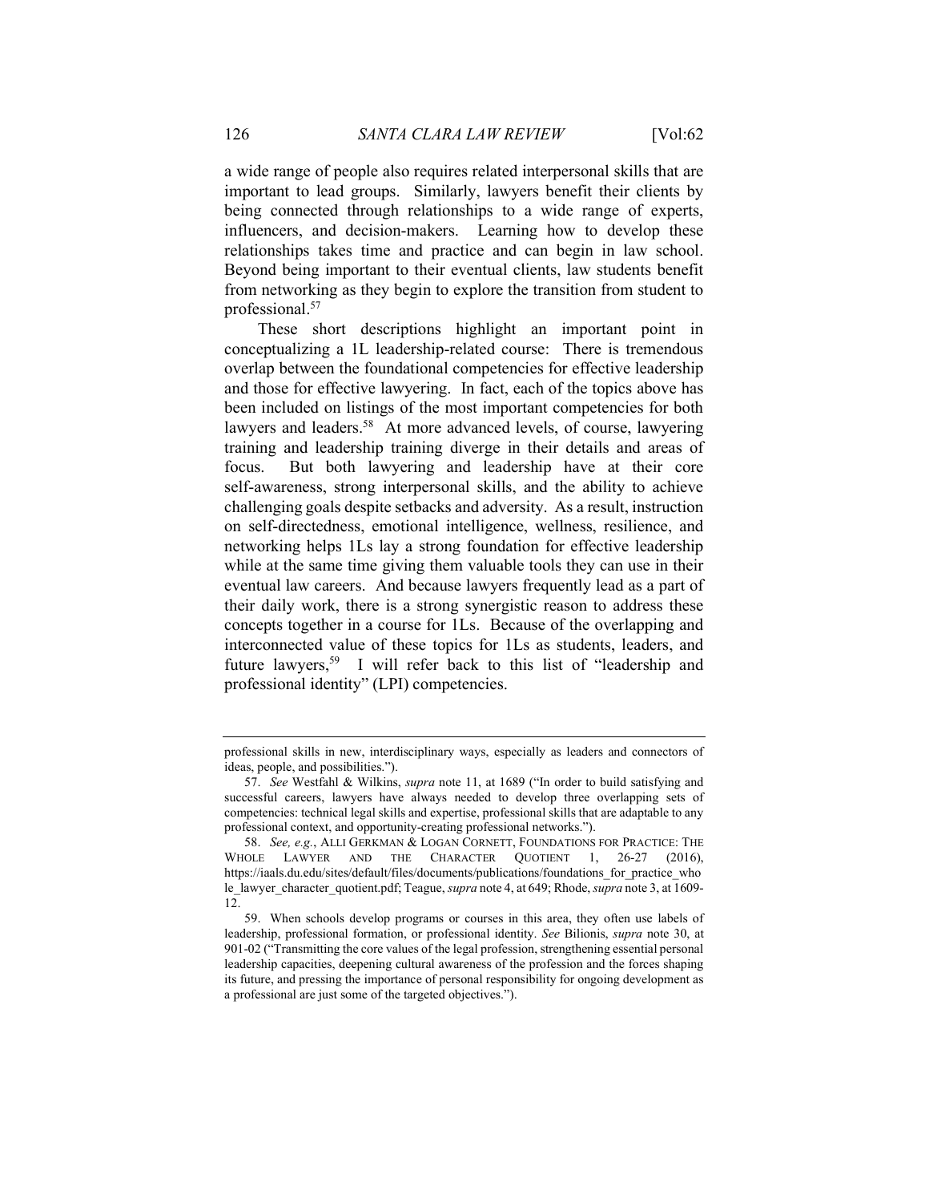a wide range of people also requires related interpersonal skills that are important to lead groups. Similarly, lawyers benefit their clients by being connected through relationships to a wide range of experts, influencers, and decision-makers. Learning how to develop these relationships takes time and practice and can begin in law school. Beyond being important to their eventual clients, law students benefit from networking as they begin to explore the transition from student to professional.[57]

These short descriptions highlight an important point in conceptualizing a 1L leadership-related course: There is tremendous overlap between the foundational competencies for effective leadership and those for effective lawyering. In fact, each of the topics above has been included on listings of the most important competencies for both lawyers and leaders.[58] At more advanced levels, of course, lawyering training and leadership training diverge in their details and areas of focus. But both lawyering and leadership have at their core self-awareness, strong interpersonal skills, and the ability to achieve challenging goals despite setbacks and adversity. As a result, instruction on self-directedness, emotional intelligence, wellness, resilience, and networking helps 1Ls lay a strong foundation for effective leadership while at the same time giving them valuable tools they can use in their eventual law careers. And because lawyers frequently lead as a part of their daily work, there is a strong synergistic reason to address these concepts together in a course for 1Ls. Because of the overlapping and interconnected value of these topics for 1Ls as students, leaders, and future lawyers,[59] I will refer back to this list of "leadership and professional identity" (LPI) competencies.

---

professional skills in new, interdisciplinary ways, especially as leaders and connectors of ideas, people, and possibilities.").

57. *See* Westfahl & Wilkins, *supra* note 11, at 1689 ("In order to build satisfying and successful careers, lawyers have always needed to develop three overlapping sets of competencies: technical legal skills and expertise, professional skills that are adaptable to any professional context, and opportunity-creating professional networks.").

58. *See, e.g.*, ALLI GERKMAN & LOGAN CORNETT, FOUNDATIONS FOR PRACTICE: THE WHOLE LAWYER AND THE CHARACTER QUOTIENT 1, 26-27 (2016), https://iaals.du.edu/sites/default/files/documents/publications/foundations_for_practice_whole_lawyer_character_quotient.pdf; Teague, *supra* note 4, at 649; Rhode, *supra* note 3, at 1609-12.

59. When schools develop programs or courses in this area, they often use labels of leadership, professional formation, or professional identity. *See* Bilionis, *supra* note 30, at 901-02 ("Transmitting the core values of the legal profession, strengthening essential personal leadership capacities, deepening cultural awareness of the profession and the forces shaping its future, and pressing the importance of personal responsibility for ongoing development as a professional are just some of the targeted objectives.").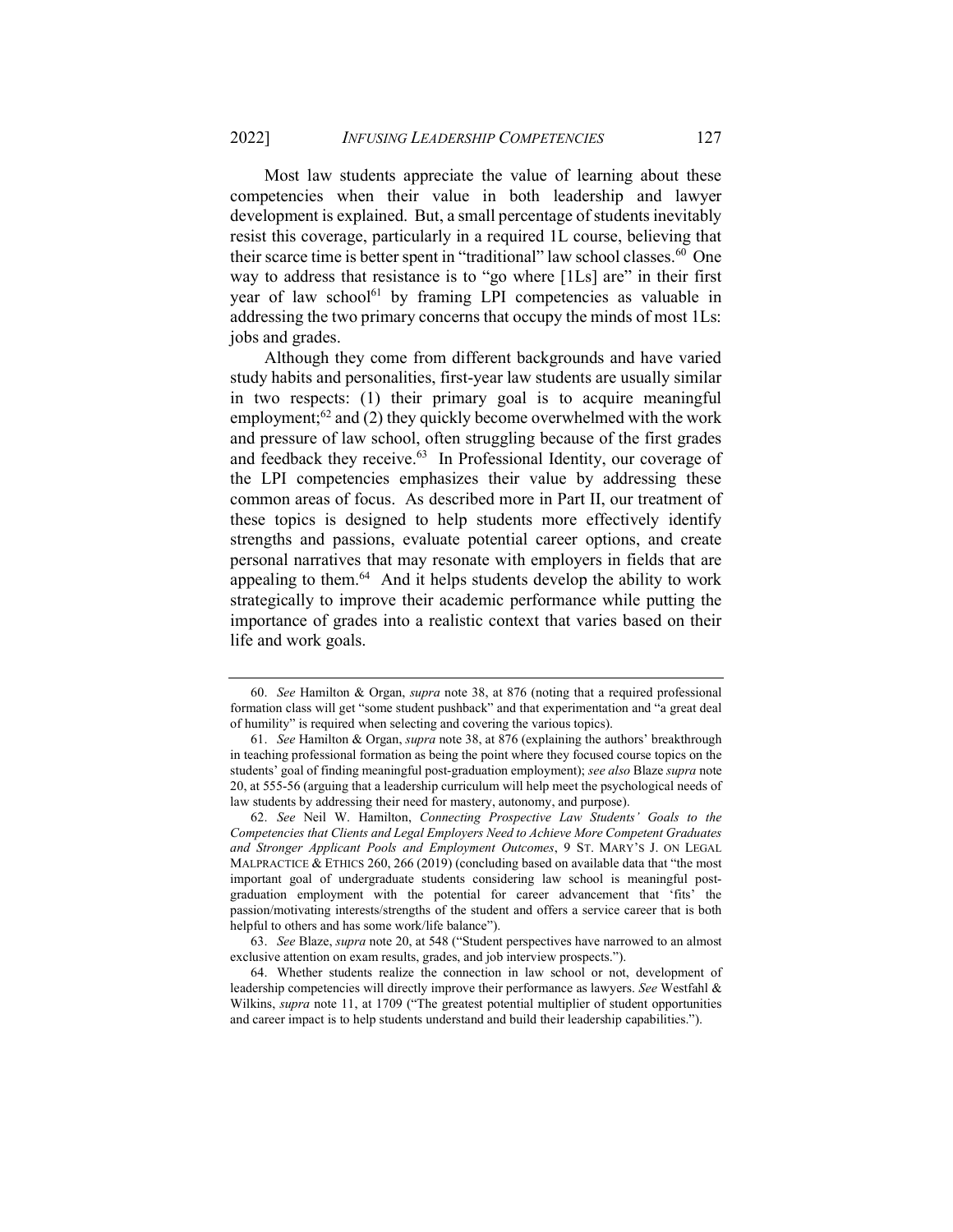Most law students appreciate the value of learning about these competencies when their value in both leadership and lawyer development is explained. But, a small percentage of students inevitably resist this coverage, particularly in a required 1L course, believing that their scarce time is better spent in "traditional" law school classes.[60] One way to address that resistance is to "go where [1Ls] are" in their first year of law school[61] by framing LPI competencies as valuable in addressing the two primary concerns that occupy the minds of most 1Ls: jobs and grades.

Although they come from different backgrounds and have varied study habits and personalities, first-year law students are usually similar in two respects: (1) their primary goal is to acquire meaningful employment;[62] and (2) they quickly become overwhelmed with the work and pressure of law school, often struggling because of the first grades and feedback they receive.[63] In Professional Identity, our coverage of the LPI competencies emphasizes their value by addressing these common areas of focus. As described more in Part II, our treatment of these topics is designed to help students more effectively identify strengths and passions, evaluate potential career options, and create personal narratives that may resonate with employers in fields that are appealing to them.[64] And it helps students develop the ability to work strategically to improve their academic performance while putting the importance of grades into a realistic context that varies based on their life and work goals.

---

60. *See* Hamilton & Organ, *supra* note 38, at 876 (noting that a required professional formation class will get "some student pushback" and that experimentation and "a great deal of humility" is required when selecting and covering the various topics).

61. *See* Hamilton & Organ, *supra* note 38, at 876 (explaining the authors' breakthrough in teaching professional formation as being the point where they focused course topics on the students' goal of finding meaningful post-graduation employment); *see also* Blaze *supra* note 20, at 555-56 (arguing that a leadership curriculum will help meet the psychological needs of law students by addressing their need for mastery, autonomy, and purpose).

62. *See* Neil W. Hamilton, *Connecting Prospective Law Students' Goals to the Competencies that Clients and Legal Employers Need to Achieve More Competent Graduates and Stronger Applicant Pools and Employment Outcomes*, 9 ST. MARY'S J. ON LEGAL MALPRACTICE & ETHICS 260, 266 (2019) (concluding based on available data that "the most important goal of undergraduate students considering law school is meaningful post-graduation employment with the potential for career advancement that 'fits' the passion/motivating interests/strengths of the student and offers a service career that is both helpful to others and has some work/life balance").

63. *See* Blaze, *supra* note 20, at 548 ("Student perspectives have narrowed to an almost exclusive attention on exam results, grades, and job interview prospects.").

64. Whether students realize the connection in law school or not, development of leadership competencies will directly improve their performance as lawyers. *See* Westfahl & Wilkins, *supra* note 11, at 1709 ("The greatest potential multiplier of student opportunities and career impact is to help students understand and build their leadership capabilities.").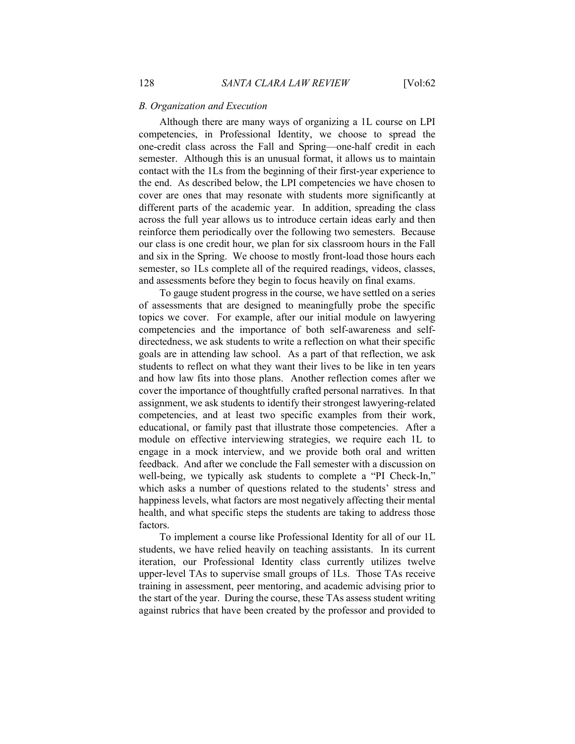### *B. Organization and Execution*

Although there are many ways of organizing a 1L course on LPI competencies, in Professional Identity, we choose to spread the one-credit class across the Fall and Spring—one-half credit in each semester. Although this is an unusual format, it allows us to maintain contact with the 1Ls from the beginning of their first-year experience to the end. As described below, the LPI competencies we have chosen to cover are ones that may resonate with students more significantly at different parts of the academic year. In addition, spreading the class across the full year allows us to introduce certain ideas early and then reinforce them periodically over the following two semesters. Because our class is one credit hour, we plan for six classroom hours in the Fall and six in the Spring. We choose to mostly front-load those hours each semester, so 1Ls complete all of the required readings, videos, classes, and assessments before they begin to focus heavily on final exams.

To gauge student progress in the course, we have settled on a series of assessments that are designed to meaningfully probe the specific topics we cover. For example, after our initial module on lawyering competencies and the importance of both self-awareness and self-directedness, we ask students to write a reflection on what their specific goals are in attending law school. As a part of that reflection, we ask students to reflect on what they want their lives to be like in ten years and how law fits into those plans. Another reflection comes after we cover the importance of thoughtfully crafted personal narratives. In that assignment, we ask students to identify their strongest lawyering-related competencies, and at least two specific examples from their work, educational, or family past that illustrate those competencies. After a module on effective interviewing strategies, we require each 1L to engage in a mock interview, and we provide both oral and written feedback. And after we conclude the Fall semester with a discussion on well-being, we typically ask students to complete a "PI Check-In," which asks a number of questions related to the students' stress and happiness levels, what factors are most negatively affecting their mental health, and what specific steps the students are taking to address those factors.

To implement a course like Professional Identity for all of our 1L students, we have relied heavily on teaching assistants. In its current iteration, our Professional Identity class currently utilizes twelve upper-level TAs to supervise small groups of 1Ls. Those TAs receive training in assessment, peer mentoring, and academic advising prior to the start of the year. During the course, these TAs assess student writing against rubrics that have been created by the professor and provided to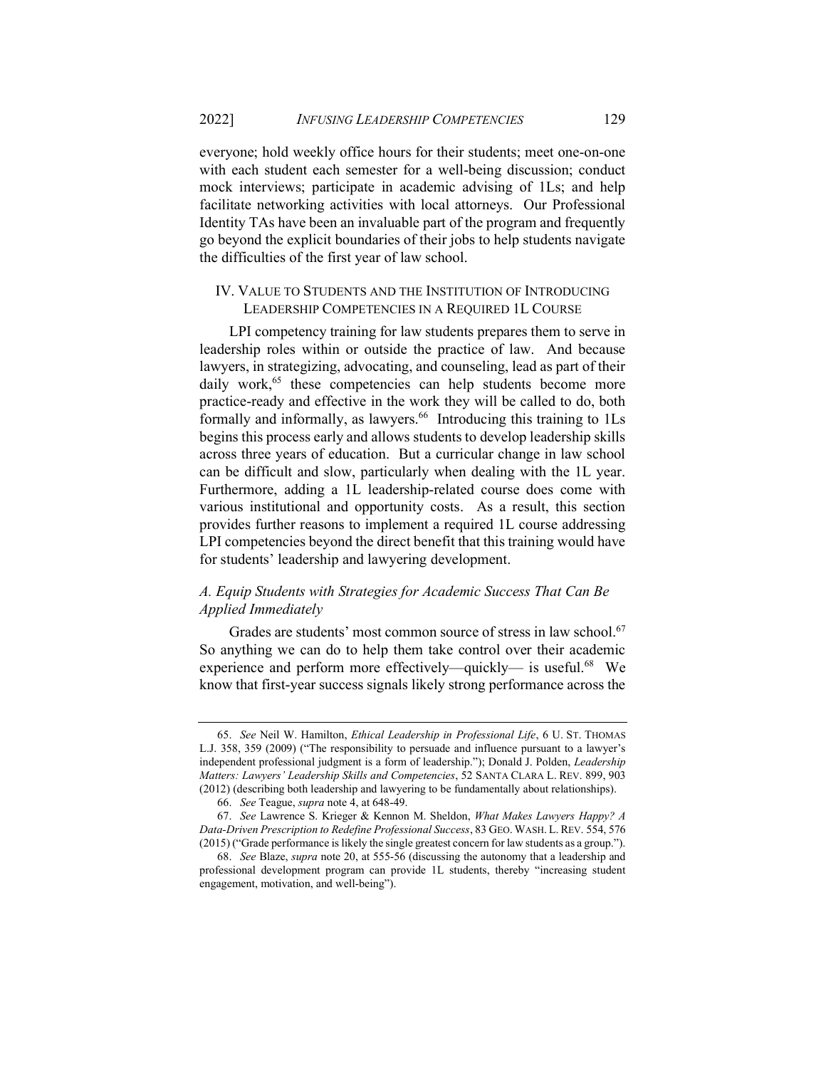everyone; hold weekly office hours for their students; meet one-on-one with each student each semester for a well-being discussion; conduct mock interviews; participate in academic advising of 1Ls; and help facilitate networking activities with local attorneys. Our Professional Identity TAs have been an invaluable part of the program and frequently go beyond the explicit boundaries of their jobs to help students navigate the difficulties of the first year of law school.

## IV. Value to Students and the Institution of Introducing Leadership Competencies in a Required 1L Course

LPI competency training for law students prepares them to serve in leadership roles within or outside the practice of law. And because lawyers, in strategizing, advocating, and counseling, lead as part of their daily work,[65] these competencies can help students become more practice-ready and effective in the work they will be called to do, both formally and informally, as lawyers.[66] Introducing this training to 1Ls begins this process early and allows students to develop leadership skills across three years of education. But a curricular change in law school can be difficult and slow, particularly when dealing with the 1L year. Furthermore, adding a 1L leadership-related course does come with various institutional and opportunity costs. As a result, this section provides further reasons to implement a required 1L course addressing LPI competencies beyond the direct benefit that this training would have for students' leadership and lawyering development.

### *A. Equip Students with Strategies for Academic Success That Can Be Applied Immediately*

Grades are students' most common source of stress in law school.[67] So anything we can do to help them take control over their academic experience and perform more effectively—quickly— is useful.[68] We know that first-year success signals likely strong performance across the

---

65. *See* Neil W. Hamilton, *Ethical Leadership in Professional Life*, 6 U. St. Thomas L.J. 358, 359 (2009) ("The responsibility to persuade and influence pursuant to a lawyer's independent professional judgment is a form of leadership."); Donald J. Polden, *Leadership Matters: Lawyers' Leadership Skills and Competencies*, 52 Santa Clara L. Rev. 899, 903 (2012) (describing both leadership and lawyering to be fundamentally about relationships).

66. *See* Teague, *supra* note 4, at 648-49.

67. *See* Lawrence S. Krieger & Kennon M. Sheldon, *What Makes Lawyers Happy? A Data-Driven Prescription to Redefine Professional Success*, 83 Geo. Wash. L. Rev. 554, 576 (2015) ("Grade performance is likely the single greatest concern for law students as a group.").

68. *See* Blaze, *supra* note 20, at 555-56 (discussing the autonomy that a leadership and professional development program can provide 1L students, thereby "increasing student engagement, motivation, and well-being").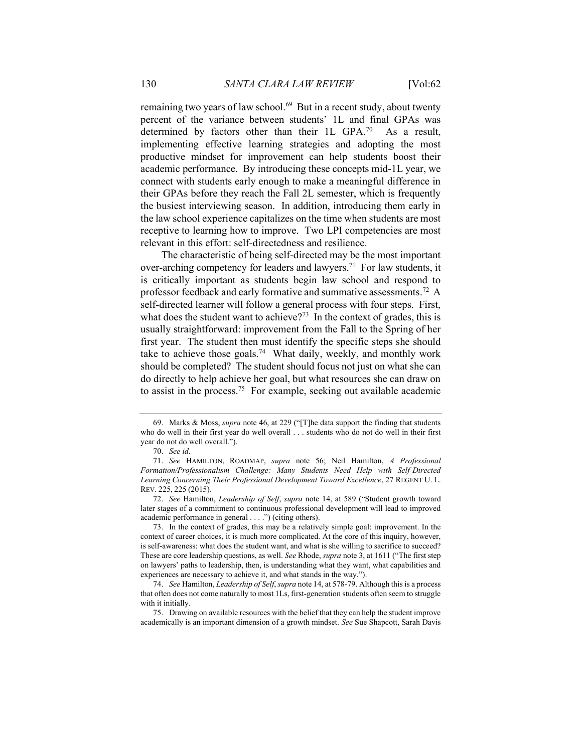remaining two years of law school.[69] But in a recent study, about twenty percent of the variance between students' 1L and final GPAs was determined by factors other than their 1L GPA.[70] As a result, implementing effective learning strategies and adopting the most productive mindset for improvement can help students boost their academic performance. By introducing these concepts mid-1L year, we connect with students early enough to make a meaningful difference in their GPAs before they reach the Fall 2L semester, which is frequently the busiest interviewing season. In addition, introducing them early in the law school experience capitalizes on the time when students are most receptive to learning how to improve. Two LPI competencies are most relevant in this effort: self-directedness and resilience.

The characteristic of being self-directed may be the most important over-arching competency for leaders and lawyers.[71] For law students, it is critically important as students begin law school and respond to professor feedback and early formative and summative assessments.[72] A self-directed learner will follow a general process with four steps. First, what does the student want to achieve?[73] In the context of grades, this is usually straightforward: improvement from the Fall to the Spring of her first year. The student then must identify the specific steps she should take to achieve those goals.[74] What daily, weekly, and monthly work should be completed? The student should focus not just on what she can do directly to help achieve her goal, but what resources she can draw on to assist in the process.[75] For example, seeking out available academic

---

69. Marks & Moss, *supra* note 46, at 229 ("[T]he data support the finding that students who do well in their first year do well overall . . . students who do not do well in their first year do not do well overall.").

70. *See id.*

71. *See* HAMILTON, ROADMAP, *supra* note 56; Neil Hamilton, *A Professional Formation/Professionalism Challenge: Many Students Need Help with Self-Directed Learning Concerning Their Professional Development Toward Excellence*, 27 REGENT U. L. REV. 225, 225 (2015).

72. *See* Hamilton, *Leadership of Self*, *supra* note 14, at 589 ("Student growth toward later stages of a commitment to continuous professional development will lead to improved academic performance in general . . . .") (citing others).

73. In the context of grades, this may be a relatively simple goal: improvement. In the context of career choices, it is much more complicated. At the core of this inquiry, however, is self-awareness: what does the student want, and what is she willing to sacrifice to succeed? These are core leadership questions, as well. *See* Rhode, *supra* note 3, at 1611 ("The first step on lawyers' paths to leadership, then, is understanding what they want, what capabilities and experiences are necessary to achieve it, and what stands in the way.").

74. *See* Hamilton, *Leadership of Self*, *supra* note 14, at 578-79. Although this is a process that often does not come naturally to most 1Ls, first-generation students often seem to struggle with it initially.

75. Drawing on available resources with the belief that they can help the student improve academically is an important dimension of a growth mindset. *See* Sue Shapcott, Sarah Davis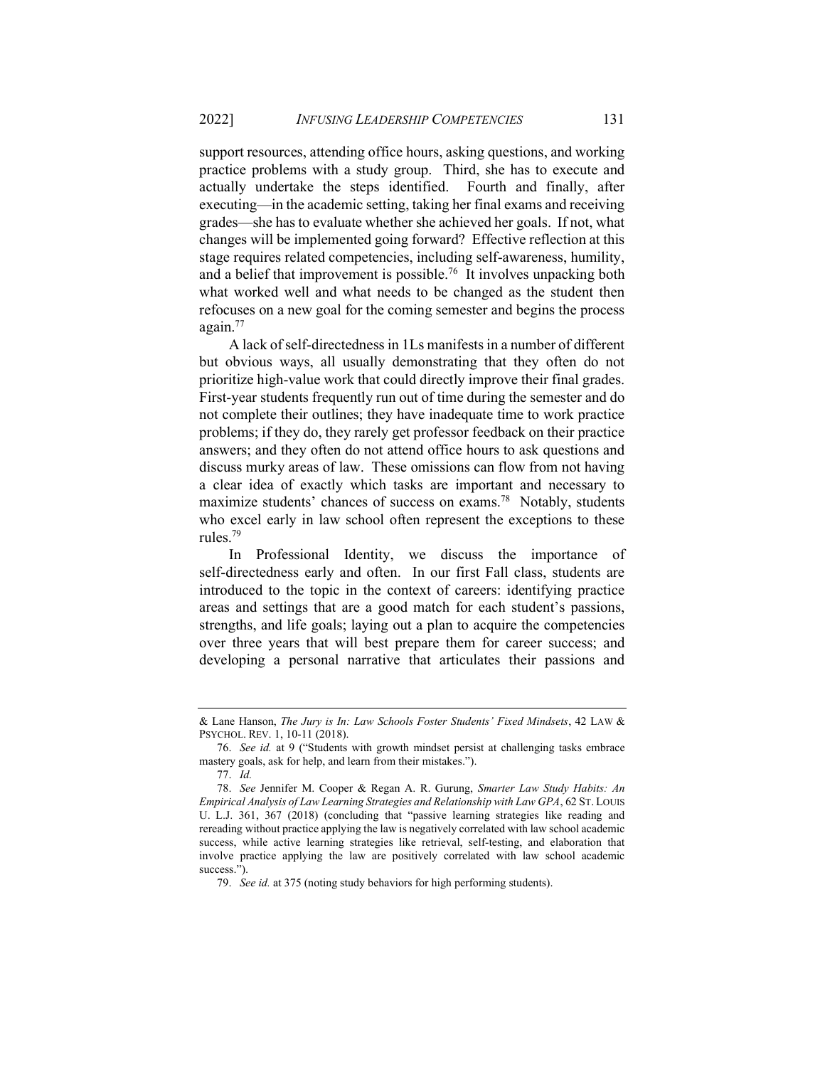support resources, attending office hours, asking questions, and working practice problems with a study group. Third, she has to execute and actually undertake the steps identified. Fourth and finally, after executing—in the academic setting, taking her final exams and receiving grades—she has to evaluate whether she achieved her goals. If not, what changes will be implemented going forward? Effective reflection at this stage requires related competencies, including self-awareness, humility, and a belief that improvement is possible.[76] It involves unpacking both what worked well and what needs to be changed as the student then refocuses on a new goal for the coming semester and begins the process again.[77]

A lack of self-directedness in 1Ls manifests in a number of different but obvious ways, all usually demonstrating that they often do not prioritize high-value work that could directly improve their final grades. First-year students frequently run out of time during the semester and do not complete their outlines; they have inadequate time to work practice problems; if they do, they rarely get professor feedback on their practice answers; and they often do not attend office hours to ask questions and discuss murky areas of law. These omissions can flow from not having a clear idea of exactly which tasks are important and necessary to maximize students' chances of success on exams.[78] Notably, students who excel early in law school often represent the exceptions to these rules.[79]

In Professional Identity, we discuss the importance of self-directedness early and often. In our first Fall class, students are introduced to the topic in the context of careers: identifying practice areas and settings that are a good match for each student's passions, strengths, and life goals; laying out a plan to acquire the competencies over three years that will best prepare them for career success; and developing a personal narrative that articulates their passions and

---

& Lane Hanson, *The Jury is In: Law Schools Foster Students' Fixed Mindsets*, 42 LAW & PSYCHOL. REV. 1, 10-11 (2018).

76. *See id.* at 9 ("Students with growth mindset persist at challenging tasks embrace mastery goals, ask for help, and learn from their mistakes.").

77. *Id.*

78. *See* Jennifer M. Cooper & Regan A. R. Gurung, *Smarter Law Study Habits: An Empirical Analysis of Law Learning Strategies and Relationship with Law GPA*, 62 ST. LOUIS U. L.J. 361, 367 (2018) (concluding that "passive learning strategies like reading and rereading without practice applying the law is negatively correlated with law school academic success, while active learning strategies like retrieval, self-testing, and elaboration that involve practice applying the law are positively correlated with law school academic success.").

79. *See id.* at 375 (noting study behaviors for high performing students).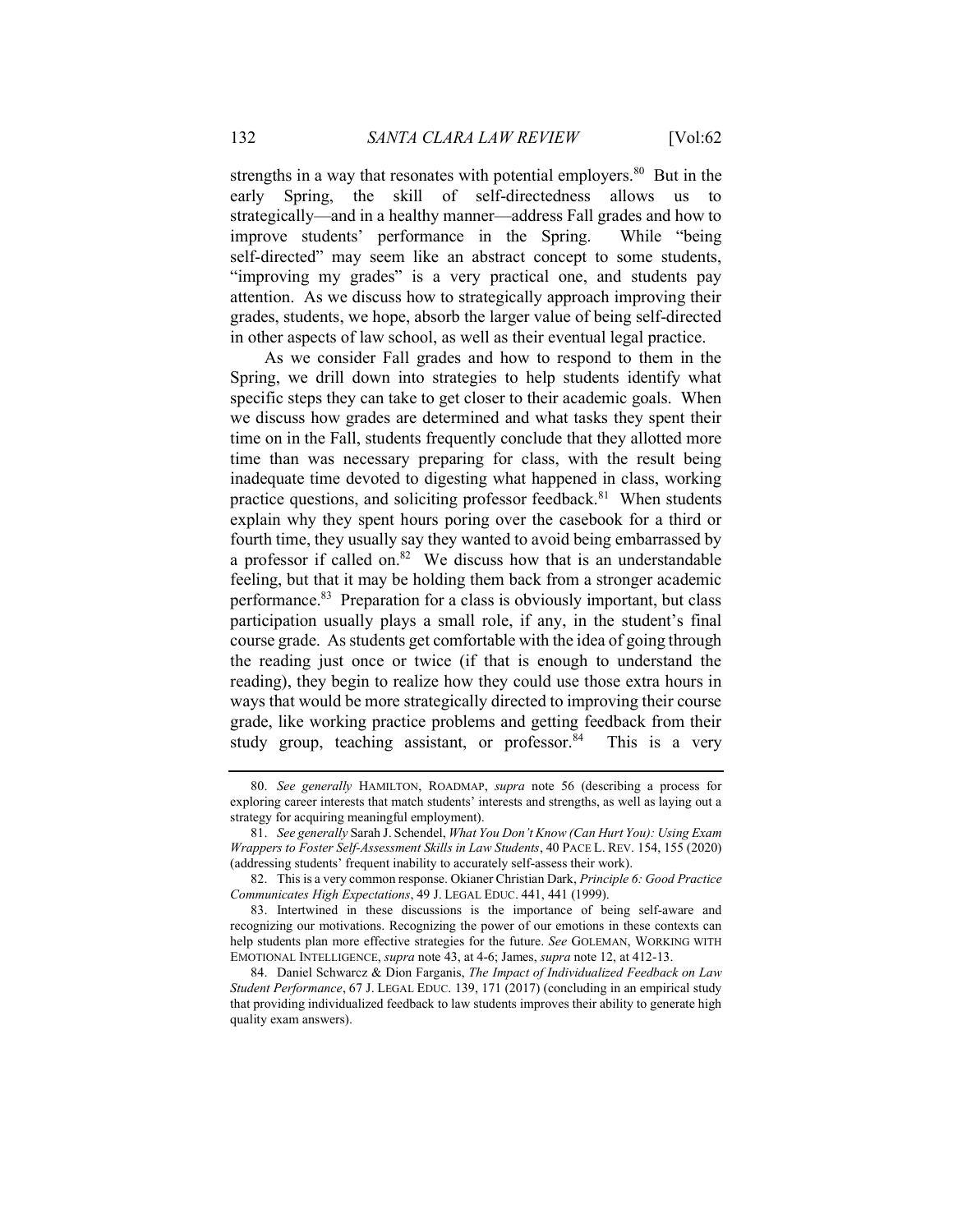strengths in a way that resonates with potential employers.[80] But in the early Spring, the skill of self-directedness allows us to strategically—and in a healthy manner—address Fall grades and how to improve students' performance in the Spring. While "being self-directed" may seem like an abstract concept to some students, "improving my grades" is a very practical one, and students pay attention. As we discuss how to strategically approach improving their grades, students, we hope, absorb the larger value of being self-directed in other aspects of law school, as well as their eventual legal practice.

As we consider Fall grades and how to respond to them in the Spring, we drill down into strategies to help students identify what specific steps they can take to get closer to their academic goals. When we discuss how grades are determined and what tasks they spent their time on in the Fall, students frequently conclude that they allotted more time than was necessary preparing for class, with the result being inadequate time devoted to digesting what happened in class, working practice questions, and soliciting professor feedback.[81] When students explain why they spent hours poring over the casebook for a third or fourth time, they usually say they wanted to avoid being embarrassed by a professor if called on.[82] We discuss how that is an understandable feeling, but that it may be holding them back from a stronger academic performance.[83] Preparation for a class is obviously important, but class participation usually plays a small role, if any, in the student's final course grade. As students get comfortable with the idea of going through the reading just once or twice (if that is enough to understand the reading), they begin to realize how they could use those extra hours in ways that would be more strategically directed to improving their course grade, like working practice problems and getting feedback from their study group, teaching assistant, or professor.[84] This is a very

---

80. *See generally* HAMILTON, ROADMAP, *supra* note 56 (describing a process for exploring career interests that match students' interests and strengths, as well as laying out a strategy for acquiring meaningful employment).

81. *See generally* Sarah J. Schendel, *What You Don't Know (Can Hurt You): Using Exam Wrappers to Foster Self-Assessment Skills in Law Students*, 40 PACE L. REV. 154, 155 (2020) (addressing students' frequent inability to accurately self-assess their work).

82. This is a very common response. Okianer Christian Dark, *Principle 6: Good Practice Communicates High Expectations*, 49 J. LEGAL EDUC. 441, 441 (1999).

83. Intertwined in these discussions is the importance of being self-aware and recognizing our motivations. Recognizing the power of our emotions in these contexts can help students plan more effective strategies for the future. *See* GOLEMAN, WORKING WITH EMOTIONAL INTELLIGENCE, *supra* note 43, at 4-6; James, *supra* note 12, at 412-13.

84. Daniel Schwarcz & Dion Farganis, *The Impact of Individualized Feedback on Law Student Performance*, 67 J. LEGAL EDUC. 139, 171 (2017) (concluding in an empirical study that providing individualized feedback to law students improves their ability to generate high quality exam answers).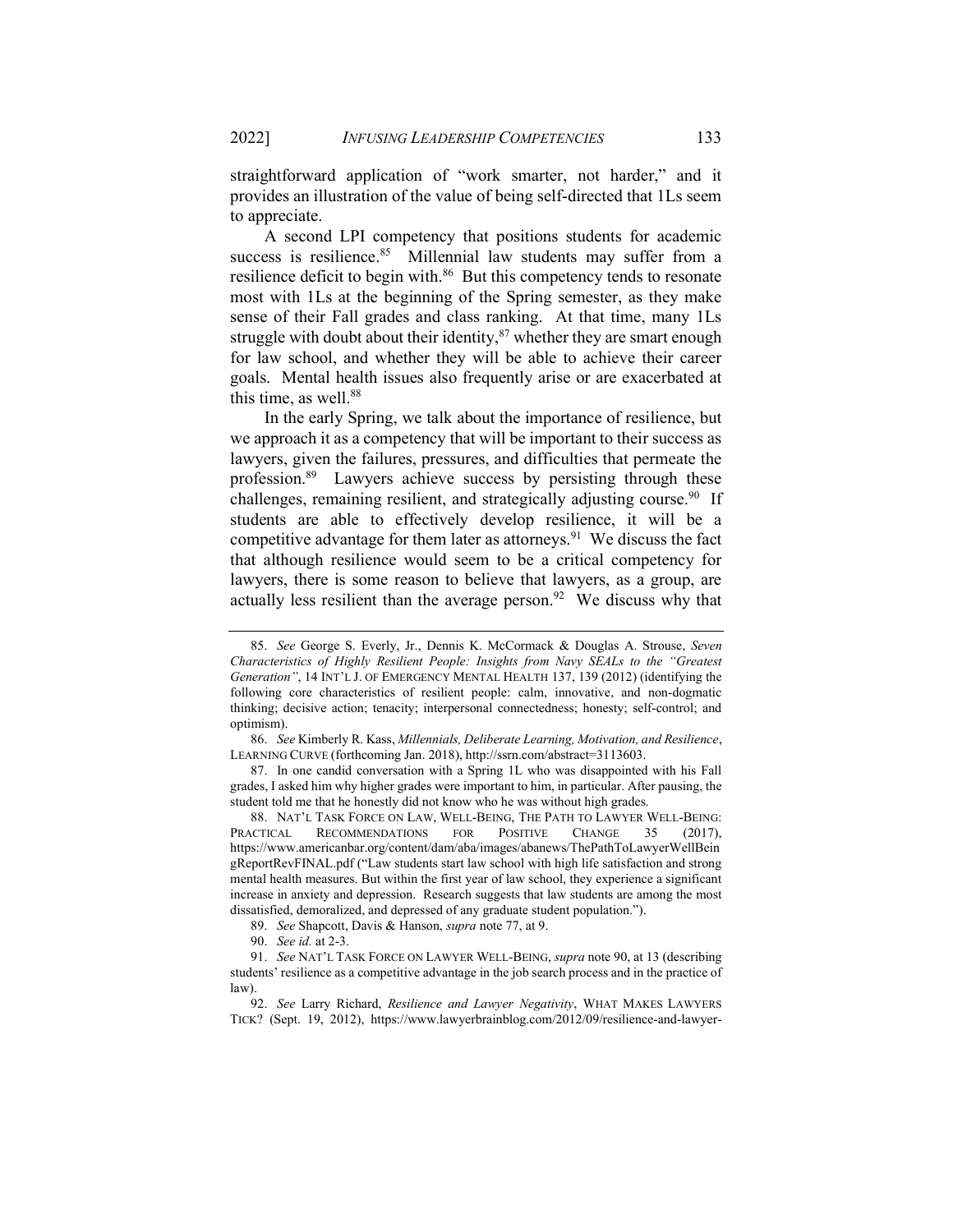straightforward application of "work smarter, not harder," and it provides an illustration of the value of being self-directed that 1Ls seem to appreciate.

A second LPI competency that positions students for academic success is resilience.[85] Millennial law students may suffer from a resilience deficit to begin with.[86] But this competency tends to resonate most with 1Ls at the beginning of the Spring semester, as they make sense of their Fall grades and class ranking. At that time, many 1Ls struggle with doubt about their identity,[87] whether they are smart enough for law school, and whether they will be able to achieve their career goals. Mental health issues also frequently arise or are exacerbated at this time, as well.[88]

In the early Spring, we talk about the importance of resilience, but we approach it as a competency that will be important to their success as lawyers, given the failures, pressures, and difficulties that permeate the profession.[89] Lawyers achieve success by persisting through these challenges, remaining resilient, and strategically adjusting course.[90] If students are able to effectively develop resilience, it will be a competitive advantage for them later as attorneys.[91] We discuss the fact that although resilience would seem to be a critical competency for lawyers, there is some reason to believe that lawyers, as a group, are actually less resilient than the average person.[92] We discuss why that

---

85. *See* George S. Everly, Jr., Dennis K. McCormack & Douglas A. Strouse, *Seven Characteristics of Highly Resilient People: Insights from Navy SEALs to the "Greatest Generation"*, 14 INT'L J. OF EMERGENCY MENTAL HEALTH 137, 139 (2012) (identifying the following core characteristics of resilient people: calm, innovative, and non-dogmatic thinking; decisive action; tenacity; interpersonal connectedness; honesty; self-control; and optimism).

86. *See* Kimberly R. Kass, *Millennials, Deliberate Learning, Motivation, and Resilience*, LEARNING CURVE (forthcoming Jan. 2018), http://ssrn.com/abstract=3113603.

87. In one candid conversation with a Spring 1L who was disappointed with his Fall grades, I asked him why higher grades were important to him, in particular. After pausing, the student told me that he honestly did not know who he was without high grades.

88. NAT'L TASK FORCE ON LAW, WELL-BEING, THE PATH TO LAWYER WELL-BEING: PRACTICAL RECOMMENDATIONS FOR POSITIVE CHANGE 35 (2017), https://www.americanbar.org/content/dam/aba/images/abanews/ThePathToLawyerWellBeingReportRevFINAL.pdf ("Law students start law school with high life satisfaction and strong mental health measures. But within the first year of law school, they experience a significant increase in anxiety and depression. Research suggests that law students are among the most dissatisfied, demoralized, and depressed of any graduate student population.").

89. *See* Shapcott, Davis & Hanson, *supra* note 77, at 9.

90. *See id.* at 2-3.

91. *See* NAT'L TASK FORCE ON LAWYER WELL-BEING, *supra* note 90, at 13 (describing students' resilience as a competitive advantage in the job search process and in the practice of law).

92. *See* Larry Richard, *Resilience and Lawyer Negativity*, WHAT MAKES LAWYERS TICK? (Sept. 19, 2012), https://www.lawyerbrainblog.com/2012/09/resilience-and-lawyer-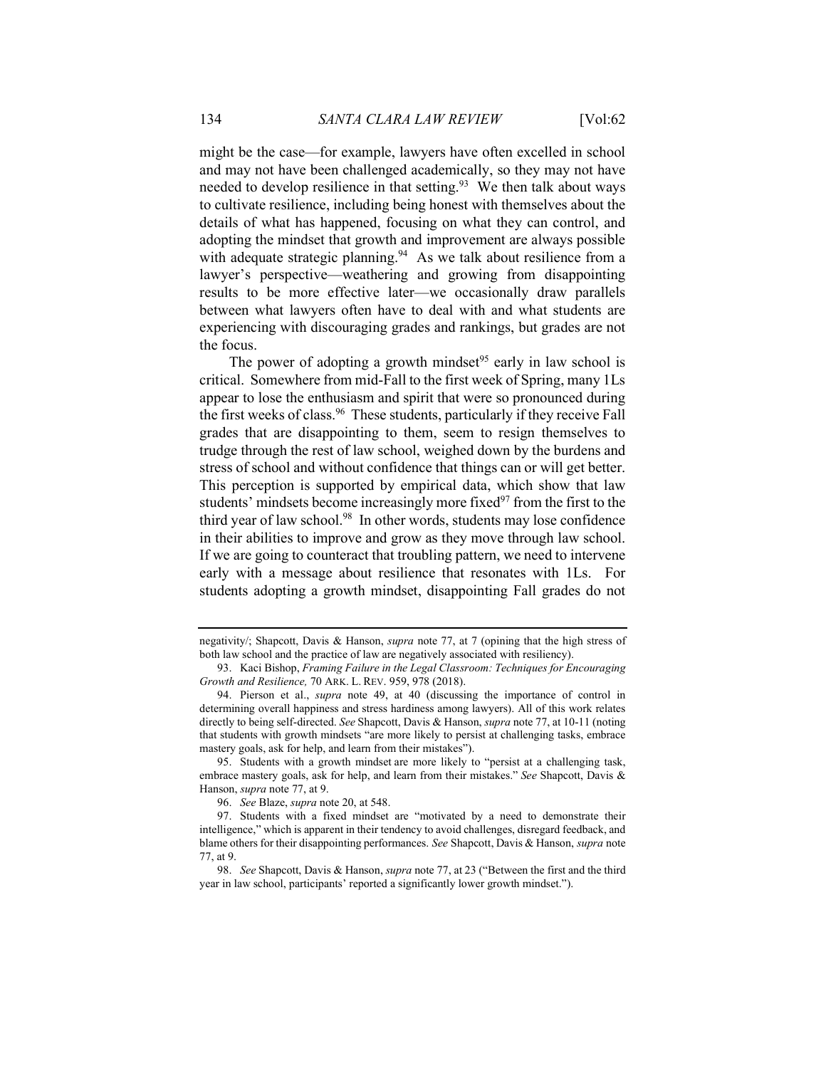might be the case—for example, lawyers have often excelled in school and may not have been challenged academically, so they may not have needed to develop resilience in that setting.[93] We then talk about ways to cultivate resilience, including being honest with themselves about the details of what has happened, focusing on what they can control, and adopting the mindset that growth and improvement are always possible with adequate strategic planning.[94] As we talk about resilience from a lawyer's perspective—weathering and growing from disappointing results to be more effective later—we occasionally draw parallels between what lawyers often have to deal with and what students are experiencing with discouraging grades and rankings, but grades are not the focus.

The power of adopting a growth mindset[95] early in law school is critical. Somewhere from mid-Fall to the first week of Spring, many 1Ls appear to lose the enthusiasm and spirit that were so pronounced during the first weeks of class.[96] These students, particularly if they receive Fall grades that are disappointing to them, seem to resign themselves to trudge through the rest of law school, weighed down by the burdens and stress of school and without confidence that things can or will get better. This perception is supported by empirical data, which show that law students' mindsets become increasingly more fixed[97] from the first to the third year of law school.[98] In other words, students may lose confidence in their abilities to improve and grow as they move through law school. If we are going to counteract that troubling pattern, we need to intervene early with a message about resilience that resonates with 1Ls. For students adopting a growth mindset, disappointing Fall grades do not

---

negativity/; Shapcott, Davis & Hanson, *supra* note 77, at 7 (opining that the high stress of both law school and the practice of law are negatively associated with resiliency).

93. Kaci Bishop, *Framing Failure in the Legal Classroom: Techniques for Encouraging Growth and Resilience,* 70 ARK. L. REV. 959, 978 (2018).

94. Pierson et al., *supra* note 49, at 40 (discussing the importance of control in determining overall happiness and stress hardiness among lawyers). All of this work relates directly to being self-directed. *See* Shapcott, Davis & Hanson, *supra* note 77, at 10-11 (noting that students with growth mindsets "are more likely to persist at challenging tasks, embrace mastery goals, ask for help, and learn from their mistakes").

95. Students with a growth mindset are more likely to "persist at a challenging task, embrace mastery goals, ask for help, and learn from their mistakes." *See* Shapcott, Davis & Hanson, *supra* note 77, at 9.

96. *See* Blaze, *supra* note 20, at 548.

97. Students with a fixed mindset are "motivated by a need to demonstrate their intelligence," which is apparent in their tendency to avoid challenges, disregard feedback, and blame others for their disappointing performances. *See* Shapcott, Davis & Hanson, *supra* note 77, at 9.

98. *See* Shapcott, Davis & Hanson, *supra* note 77, at 23 ("Between the first and the third year in law school, participants' reported a significantly lower growth mindset.").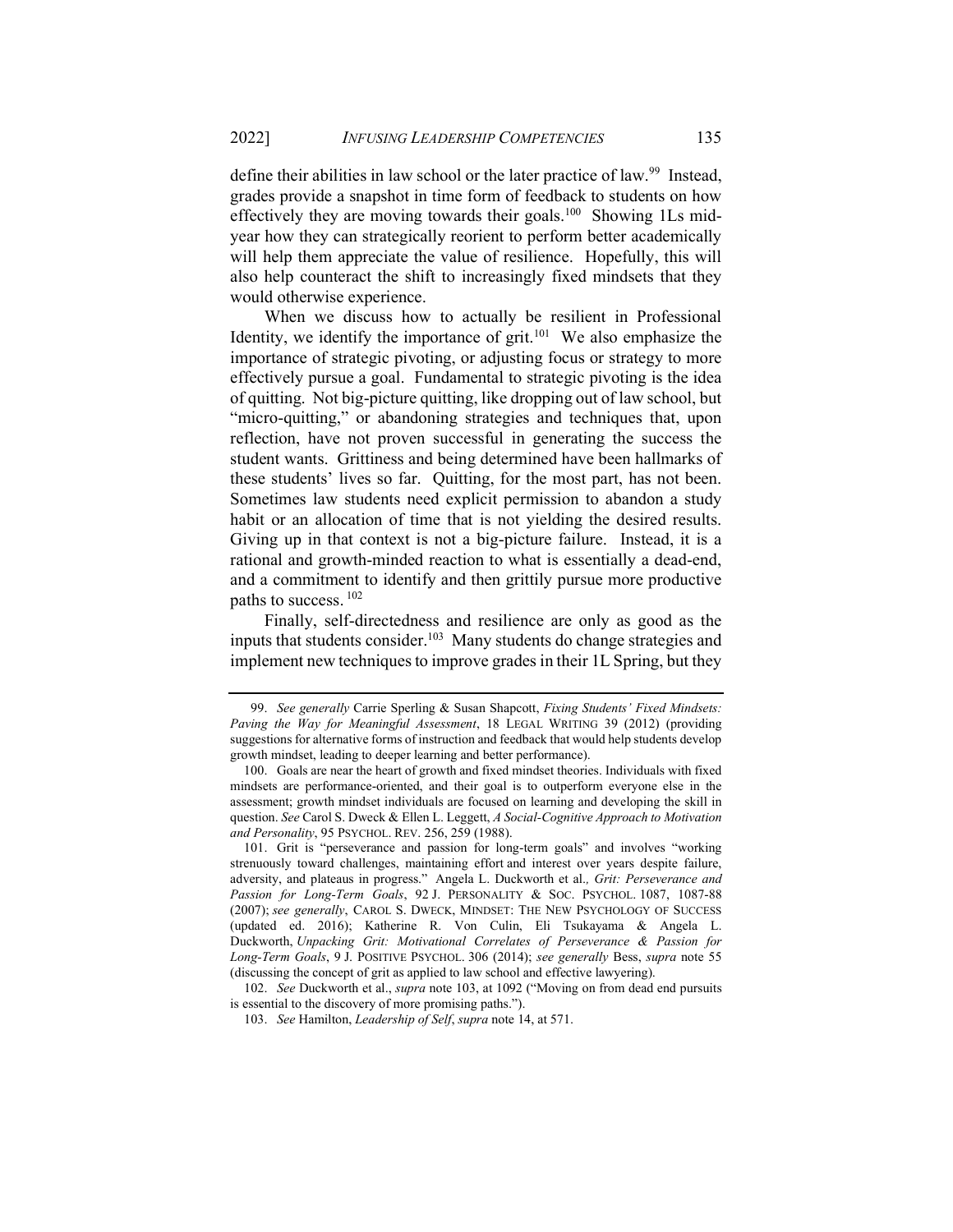define their abilities in law school or the later practice of law.[99] Instead, grades provide a snapshot in time form of feedback to students on how effectively they are moving towards their goals.[100] Showing 1Ls mid-year how they can strategically reorient to perform better academically will help them appreciate the value of resilience. Hopefully, this will also help counteract the shift to increasingly fixed mindsets that they would otherwise experience.

When we discuss how to actually be resilient in Professional Identity, we identify the importance of grit.[101] We also emphasize the importance of strategic pivoting, or adjusting focus or strategy to more effectively pursue a goal. Fundamental to strategic pivoting is the idea of quitting. Not big-picture quitting, like dropping out of law school, but "micro-quitting," or abandoning strategies and techniques that, upon reflection, have not proven successful in generating the success the student wants. Grittiness and being determined have been hallmarks of these students' lives so far. Quitting, for the most part, has not been. Sometimes law students need explicit permission to abandon a study habit or an allocation of time that is not yielding the desired results. Giving up in that context is not a big-picture failure. Instead, it is a rational and growth-minded reaction to what is essentially a dead-end, and a commitment to identify and then grittily pursue more productive paths to success.[102]

Finally, self-directedness and resilience are only as good as the inputs that students consider.[103] Many students do change strategies and implement new techniques to improve grades in their 1L Spring, but they

---

99. *See generally* Carrie Sperling & Susan Shapcott, *Fixing Students' Fixed Mindsets: Paving the Way for Meaningful Assessment*, 18 LEGAL WRITING 39 (2012) (providing suggestions for alternative forms of instruction and feedback that would help students develop growth mindset, leading to deeper learning and better performance).

100. Goals are near the heart of growth and fixed mindset theories. Individuals with fixed mindsets are performance-oriented, and their goal is to outperform everyone else in the assessment; growth mindset individuals are focused on learning and developing the skill in question. *See* Carol S. Dweck & Ellen L. Leggett, *A Social-Cognitive Approach to Motivation and Personality*, 95 PSYCHOL. REV. 256, 259 (1988).

101. Grit is "perseverance and passion for long-term goals" and involves "working strenuously toward challenges, maintaining effort and interest over years despite failure, adversity, and plateaus in progress." Angela L. Duckworth et al., *Grit: Perseverance and Passion for Long-Term Goals*, 92 J. PERSONALITY & SOC. PSYCHOL. 1087, 1087-88 (2007); *see generally*, CAROL S. DWECK, MINDSET: THE NEW PSYCHOLOGY OF SUCCESS (updated ed. 2016); Katherine R. Von Culin, Eli Tsukayama & Angela L. Duckworth, *Unpacking Grit: Motivational Correlates of Perseverance & Passion for Long-Term Goals*, 9 J. POSITIVE PSYCHOL. 306 (2014); *see generally* Bess, *supra* note 55 (discussing the concept of grit as applied to law school and effective lawyering).

102. *See* Duckworth et al., *supra* note 103, at 1092 ("Moving on from dead end pursuits is essential to the discovery of more promising paths.").

103. *See* Hamilton, *Leadership of Self*, *supra* note 14, at 571.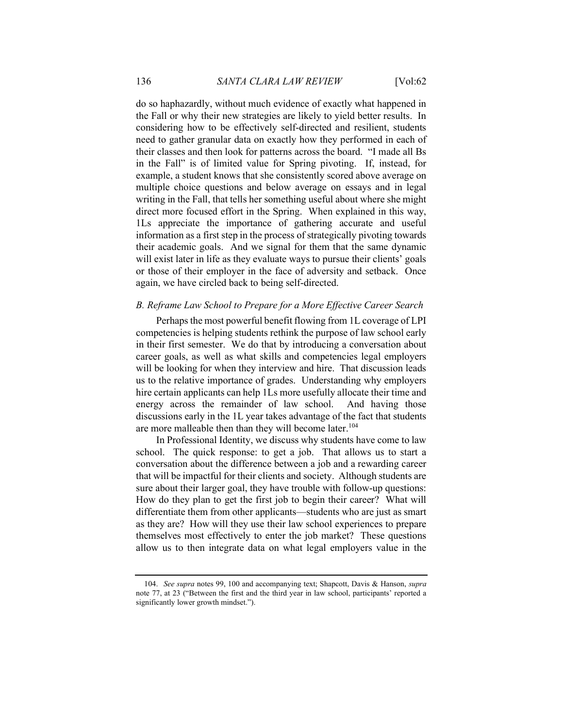do so haphazardly, without much evidence of exactly what happened in the Fall or why their new strategies are likely to yield better results. In considering how to be effectively self-directed and resilient, students need to gather granular data on exactly how they performed in each of their classes and then look for patterns across the board. "I made all Bs in the Fall" is of limited value for Spring pivoting. If, instead, for example, a student knows that she consistently scored above average on multiple choice questions and below average on essays and in legal writing in the Fall, that tells her something useful about where she might direct more focused effort in the Spring. When explained in this way, 1Ls appreciate the importance of gathering accurate and useful information as a first step in the process of strategically pivoting towards their academic goals. And we signal for them that the same dynamic will exist later in life as they evaluate ways to pursue their clients' goals or those of their employer in the face of adversity and setback. Once again, we have circled back to being self-directed.

### *B. Reframe Law School to Prepare for a More Effective Career Search*

Perhaps the most powerful benefit flowing from 1L coverage of LPI competencies is helping students rethink the purpose of law school early in their first semester. We do that by introducing a conversation about career goals, as well as what skills and competencies legal employers will be looking for when they interview and hire. That discussion leads us to the relative importance of grades. Understanding why employers hire certain applicants can help 1Ls more usefully allocate their time and energy across the remainder of law school. And having those discussions early in the 1L year takes advantage of the fact that students are more malleable then than they will become later.[104]

In Professional Identity, we discuss why students have come to law school. The quick response: to get a job. That allows us to start a conversation about the difference between a job and a rewarding career that will be impactful for their clients and society. Although students are sure about their larger goal, they have trouble with follow-up questions: How do they plan to get the first job to begin their career? What will differentiate them from other applicants—students who are just as smart as they are? How will they use their law school experiences to prepare themselves most effectively to enter the job market? These questions allow us to then integrate data on what legal employers value in the

---

104. *See supra* notes 99, 100 and accompanying text; Shapcott, Davis & Hanson, *supra* note 77, at 23 ("Between the first and the third year in law school, participants' reported a significantly lower growth mindset.").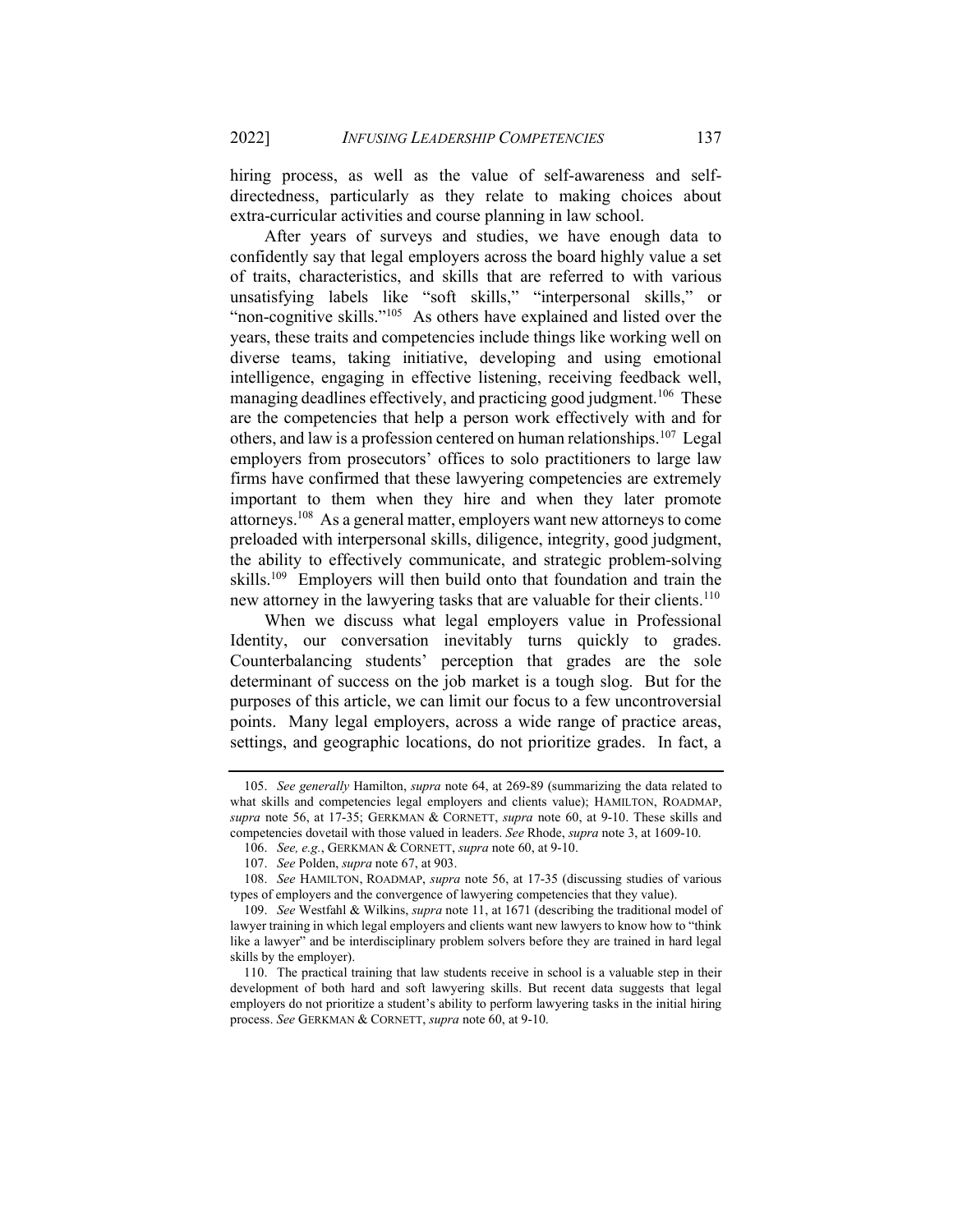hiring process, as well as the value of self-awareness and self-directedness, particularly as they relate to making choices about extra-curricular activities and course planning in law school.

After years of surveys and studies, we have enough data to confidently say that legal employers across the board highly value a set of traits, characteristics, and skills that are referred to with various unsatisfying labels like "soft skills," "interpersonal skills," or "non-cognitive skills."[105] As others have explained and listed over the years, these traits and competencies include things like working well on diverse teams, taking initiative, developing and using emotional intelligence, engaging in effective listening, receiving feedback well, managing deadlines effectively, and practicing good judgment.[106] These are the competencies that help a person work effectively with and for others, and law is a profession centered on human relationships.[107] Legal employers from prosecutors' offices to solo practitioners to large law firms have confirmed that these lawyering competencies are extremely important to them when they hire and when they later promote attorneys.[108] As a general matter, employers want new attorneys to come preloaded with interpersonal skills, diligence, integrity, good judgment, the ability to effectively communicate, and strategic problem-solving skills.[109] Employers will then build onto that foundation and train the new attorney in the lawyering tasks that are valuable for their clients.[110]

When we discuss what legal employers value in Professional Identity, our conversation inevitably turns quickly to grades. Counterbalancing students' perception that grades are the sole determinant of success on the job market is a tough slog. But for the purposes of this article, we can limit our focus to a few uncontroversial points. Many legal employers, across a wide range of practice areas, settings, and geographic locations, do not prioritize grades. In fact, a

---

105. *See generally* Hamilton, *supra* note 64, at 269-89 (summarizing the data related to what skills and competencies legal employers and clients value); HAMILTON, ROADMAP, *supra* note 56, at 17-35; GERKMAN & CORNETT, *supra* note 60, at 9-10. These skills and competencies dovetail with those valued in leaders. *See* Rhode, *supra* note 3, at 1609-10.

106. *See, e.g.*, GERKMAN & CORNETT, *supra* note 60, at 9-10.

107. *See* Polden, *supra* note 67, at 903.

108. *See* HAMILTON, ROADMAP, *supra* note 56, at 17-35 (discussing studies of various types of employers and the convergence of lawyering competencies that they value).

109. *See* Westfahl & Wilkins, *supra* note 11, at 1671 (describing the traditional model of lawyer training in which legal employers and clients want new lawyers to know how to "think like a lawyer" and be interdisciplinary problem solvers before they are trained in hard legal skills by the employer).

110. The practical training that law students receive in school is a valuable step in their development of both hard and soft lawyering skills. But recent data suggests that legal employers do not prioritize a student's ability to perform lawyering tasks in the initial hiring process. *See* GERKMAN & CORNETT, *supra* note 60, at 9-10.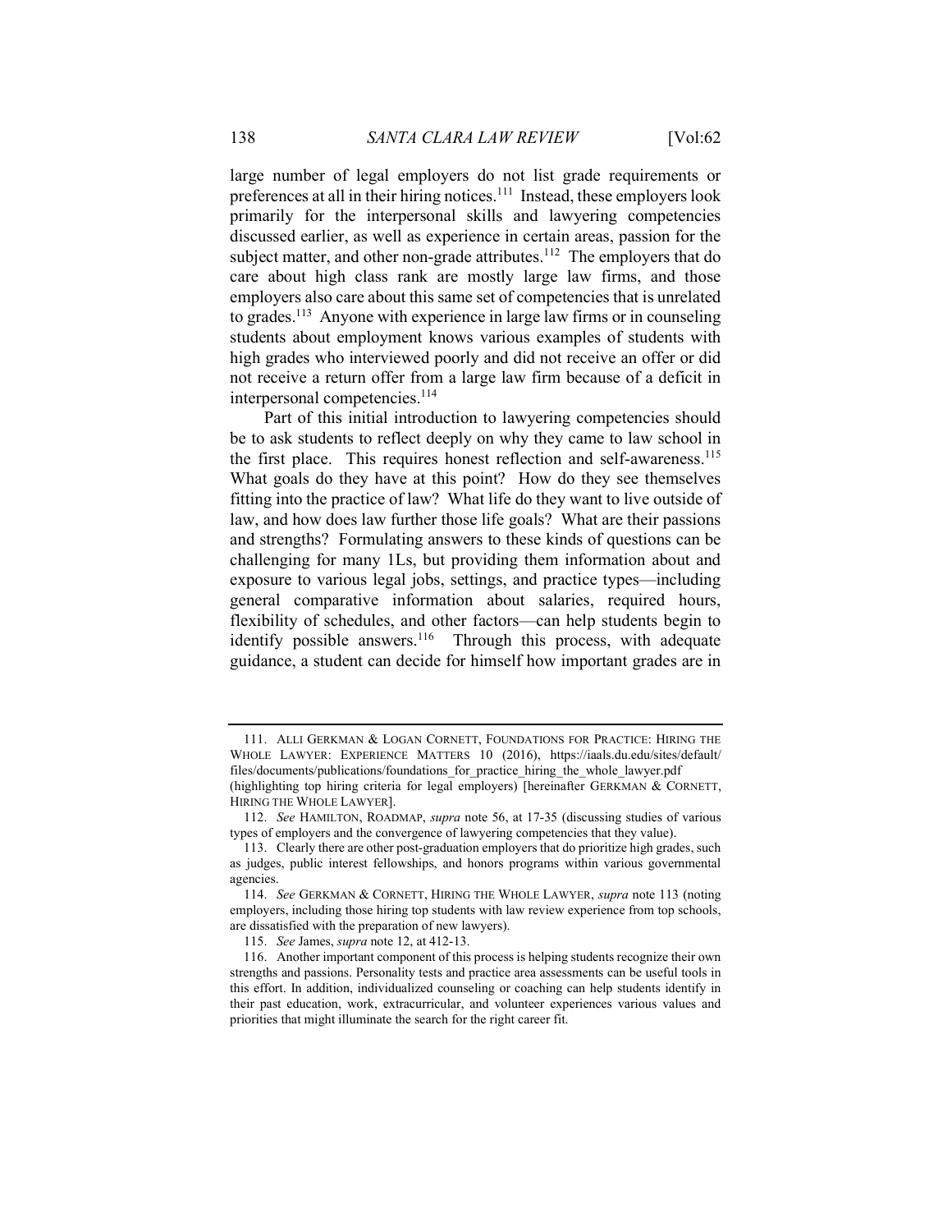large number of legal employers do not list grade requirements or preferences at all in their hiring notices.[111] Instead, these employers look primarily for the interpersonal skills and lawyering competencies discussed earlier, as well as experience in certain areas, passion for the subject matter, and other non-grade attributes.[112] The employers that do care about high class rank are mostly large law firms, and those employers also care about this same set of competencies that is unrelated to grades.[113] Anyone with experience in large law firms or in counseling students about employment knows various examples of students with high grades who interviewed poorly and did not receive an offer or did not receive a return offer from a large law firm because of a deficit in interpersonal competencies.[114]

Part of this initial introduction to lawyering competencies should be to ask students to reflect deeply on why they came to law school in the first place. This requires honest reflection and self-awareness.[115] What goals do they have at this point? How do they see themselves fitting into the practice of law? What life do they want to live outside of law, and how does law further those life goals? What are their passions and strengths? Formulating answers to these kinds of questions can be challenging for many 1Ls, but providing them information about and exposure to various legal jobs, settings, and practice types—including general comparative information about salaries, required hours, flexibility of schedules, and other factors—can help students begin to identify possible answers.[116] Through this process, with adequate guidance, a student can decide for himself how important grades are in

---

111. ALLI GERKMAN & LOGAN CORNETT, FOUNDATIONS FOR PRACTICE: HIRING THE WHOLE LAWYER: EXPERIENCE MATTERS 10 (2016), https://iaals.du.edu/sites/default/files/documents/publications/foundations_for_practice_hiring_the_whole_lawyer.pdf (highlighting top hiring criteria for legal employers) [hereinafter GERKMAN & CORNETT, HIRING THE WHOLE LAWYER].

112. *See* HAMILTON, ROADMAP, *supra* note 56, at 17-35 (discussing studies of various types of employers and the convergence of lawyering competencies that they value).

113. Clearly there are other post-graduation employers that do prioritize high grades, such as judges, public interest fellowships, and honors programs within various governmental agencies.

114. *See* GERKMAN & CORNETT, HIRING THE WHOLE LAWYER, *supra* note 113 (noting employers, including those hiring top students with law review experience from top schools, are dissatisfied with the preparation of new lawyers).

115. *See* James, *supra* note 12, at 412-13.

116. Another important component of this process is helping students recognize their own strengths and passions. Personality tests and practice area assessments can be useful tools in this effort. In addition, individualized counseling or coaching can help students identify in their past education, work, extracurricular, and volunteer experiences various values and priorities that might illuminate the search for the right career fit.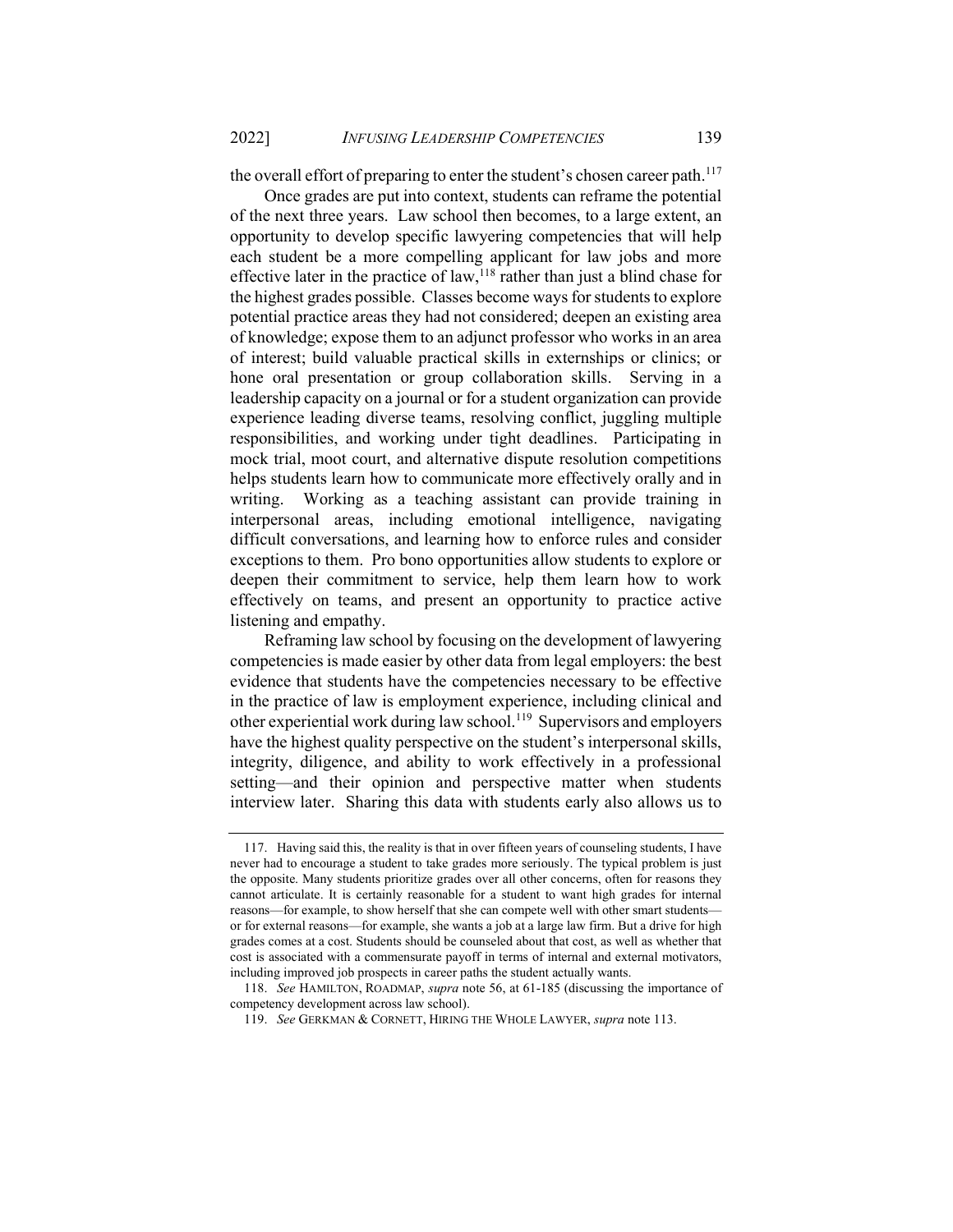the overall effort of preparing to enter the student's chosen career path.[117]

Once grades are put into context, students can reframe the potential of the next three years. Law school then becomes, to a large extent, an opportunity to develop specific lawyering competencies that will help each student be a more compelling applicant for law jobs and more effective later in the practice of law,[118] rather than just a blind chase for the highest grades possible. Classes become ways for students to explore potential practice areas they had not considered; deepen an existing area of knowledge; expose them to an adjunct professor who works in an area of interest; build valuable practical skills in externships or clinics; or hone oral presentation or group collaboration skills. Serving in a leadership capacity on a journal or for a student organization can provide experience leading diverse teams, resolving conflict, juggling multiple responsibilities, and working under tight deadlines. Participating in mock trial, moot court, and alternative dispute resolution competitions helps students learn how to communicate more effectively orally and in writing. Working as a teaching assistant can provide training in interpersonal areas, including emotional intelligence, navigating difficult conversations, and learning how to enforce rules and consider exceptions to them. Pro bono opportunities allow students to explore or deepen their commitment to service, help them learn how to work effectively on teams, and present an opportunity to practice active listening and empathy.

Reframing law school by focusing on the development of lawyering competencies is made easier by other data from legal employers: the best evidence that students have the competencies necessary to be effective in the practice of law is employment experience, including clinical and other experiential work during law school.[119] Supervisors and employers have the highest quality perspective on the student's interpersonal skills, integrity, diligence, and ability to work effectively in a professional setting—and their opinion and perspective matter when students interview later. Sharing this data with students early also allows us to

---

117. Having said this, the reality is that in over fifteen years of counseling students, I have never had to encourage a student to take grades more seriously. The typical problem is just the opposite. Many students prioritize grades over all other concerns, often for reasons they cannot articulate. It is certainly reasonable for a student to want high grades for internal reasons—for example, to show herself that she can compete well with other smart students—or for external reasons—for example, she wants a job at a large law firm. But a drive for high grades comes at a cost. Students should be counseled about that cost, as well as whether that cost is associated with a commensurate payoff in terms of internal and external motivators, including improved job prospects in career paths the student actually wants.

118. *See* HAMILTON, ROADMAP, *supra* note 56, at 61-185 (discussing the importance of competency development across law school).

119. *See* GERKMAN & CORNETT, HIRING THE WHOLE LAWYER, *supra* note 113.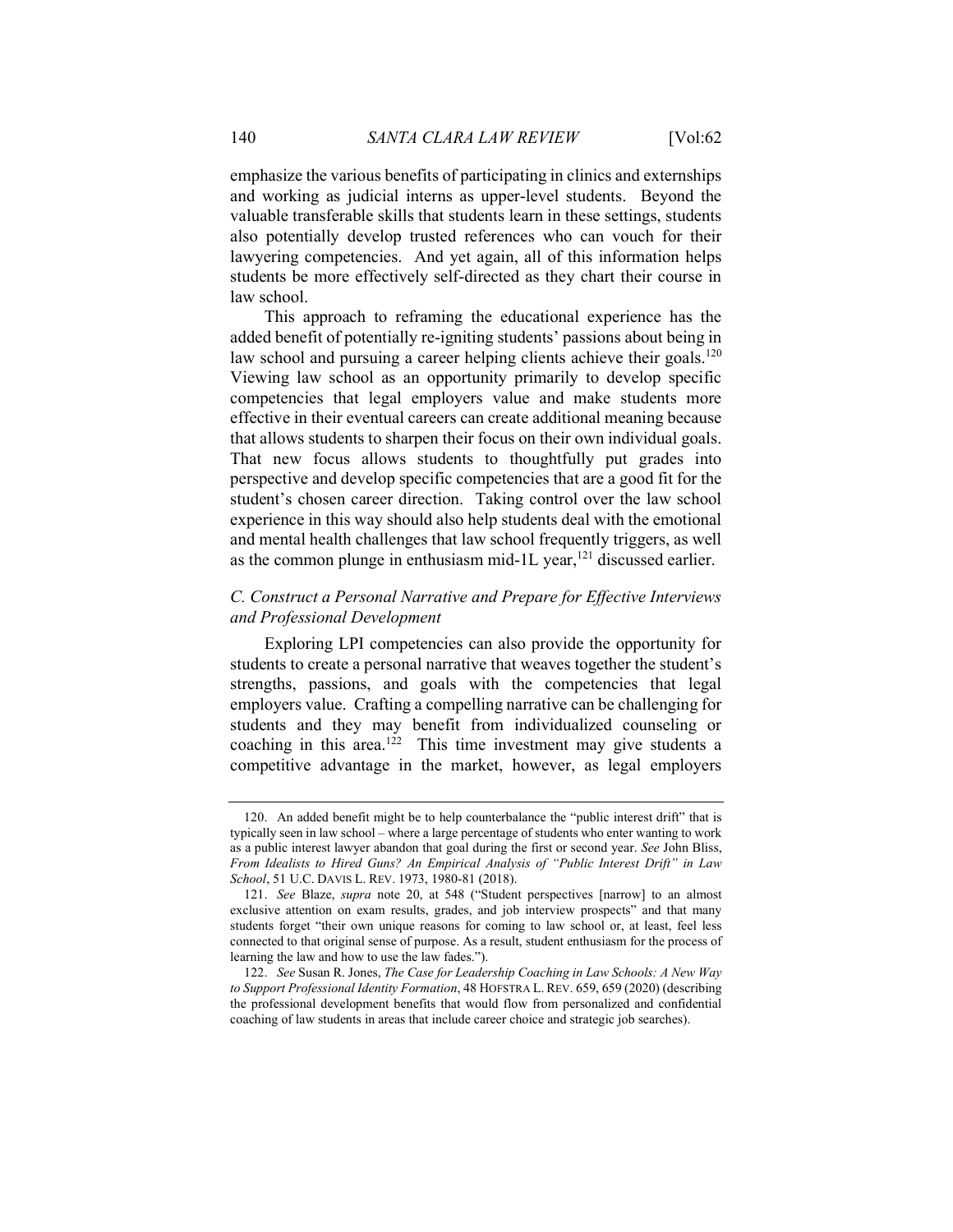emphasize the various benefits of participating in clinics and externships and working as judicial interns as upper-level students. Beyond the valuable transferable skills that students learn in these settings, students also potentially develop trusted references who can vouch for their lawyering competencies. And yet again, all of this information helps students be more effectively self-directed as they chart their course in law school.

This approach to reframing the educational experience has the added benefit of potentially re-igniting students' passions about being in law school and pursuing a career helping clients achieve their goals.[120] Viewing law school as an opportunity primarily to develop specific competencies that legal employers value and make students more effective in their eventual careers can create additional meaning because that allows students to sharpen their focus on their own individual goals. That new focus allows students to thoughtfully put grades into perspective and develop specific competencies that are a good fit for the student's chosen career direction. Taking control over the law school experience in this way should also help students deal with the emotional and mental health challenges that law school frequently triggers, as well as the common plunge in enthusiasm mid-1L year,[121] discussed earlier.

### *C. Construct a Personal Narrative and Prepare for Effective Interviews and Professional Development*

Exploring LPI competencies can also provide the opportunity for students to create a personal narrative that weaves together the student's strengths, passions, and goals with the competencies that legal employers value. Crafting a compelling narrative can be challenging for students and they may benefit from individualized counseling or coaching in this area.[122] This time investment may give students a competitive advantage in the market, however, as legal employers

---

120. An added benefit might be to help counterbalance the "public interest drift" that is typically seen in law school – where a large percentage of students who enter wanting to work as a public interest lawyer abandon that goal during the first or second year. *See* John Bliss, *From Idealists to Hired Guns? An Empirical Analysis of "Public Interest Drift" in Law School*, 51 U.C. DAVIS L. REV. 1973, 1980-81 (2018).

121. *See* Blaze, *supra* note 20, at 548 ("Student perspectives [narrow] to an almost exclusive attention on exam results, grades, and job interview prospects" and that many students forget "their own unique reasons for coming to law school or, at least, feel less connected to that original sense of purpose. As a result, student enthusiasm for the process of learning the law and how to use the law fades.").

122. *See* Susan R. Jones, *The Case for Leadership Coaching in Law Schools: A New Way to Support Professional Identity Formation*, 48 HOFSTRA L. REV. 659, 659 (2020) (describing the professional development benefits that would flow from personalized and confidential coaching of law students in areas that include career choice and strategic job searches).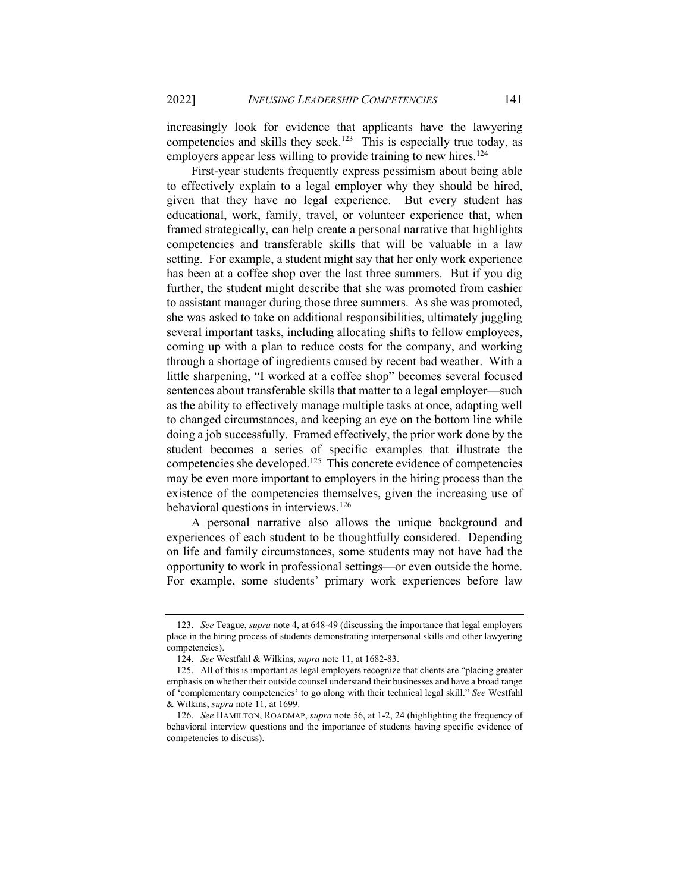increasingly look for evidence that applicants have the lawyering competencies and skills they seek.[123] This is especially true today, as employers appear less willing to provide training to new hires.[124]

First-year students frequently express pessimism about being able to effectively explain to a legal employer why they should be hired, given that they have no legal experience. But every student has educational, work, family, travel, or volunteer experience that, when framed strategically, can help create a personal narrative that highlights competencies and transferable skills that will be valuable in a law setting. For example, a student might say that her only work experience has been at a coffee shop over the last three summers. But if you dig further, the student might describe that she was promoted from cashier to assistant manager during those three summers. As she was promoted, she was asked to take on additional responsibilities, ultimately juggling several important tasks, including allocating shifts to fellow employees, coming up with a plan to reduce costs for the company, and working through a shortage of ingredients caused by recent bad weather. With a little sharpening, "I worked at a coffee shop" becomes several focused sentences about transferable skills that matter to a legal employer—such as the ability to effectively manage multiple tasks at once, adapting well to changed circumstances, and keeping an eye on the bottom line while doing a job successfully. Framed effectively, the prior work done by the student becomes a series of specific examples that illustrate the competencies she developed.[125] This concrete evidence of competencies may be even more important to employers in the hiring process than the existence of the competencies themselves, given the increasing use of behavioral questions in interviews.[126]

A personal narrative also allows the unique background and experiences of each student to be thoughtfully considered. Depending on life and family circumstances, some students may not have had the opportunity to work in professional settings—or even outside the home. For example, some students' primary work experiences before law

---

123. *See* Teague, *supra* note 4, at 648-49 (discussing the importance that legal employers place in the hiring process of students demonstrating interpersonal skills and other lawyering competencies).

124. *See* Westfahl & Wilkins, *supra* note 11, at 1682-83.

125. All of this is important as legal employers recognize that clients are "placing greater emphasis on whether their outside counsel understand their businesses and have a broad range of 'complementary competencies' to go along with their technical legal skill." *See* Westfahl & Wilkins, *supra* note 11, at 1699.

126. *See* HAMILTON, ROADMAP, *supra* note 56, at 1-2, 24 (highlighting the frequency of behavioral interview questions and the importance of students having specific evidence of competencies to discuss).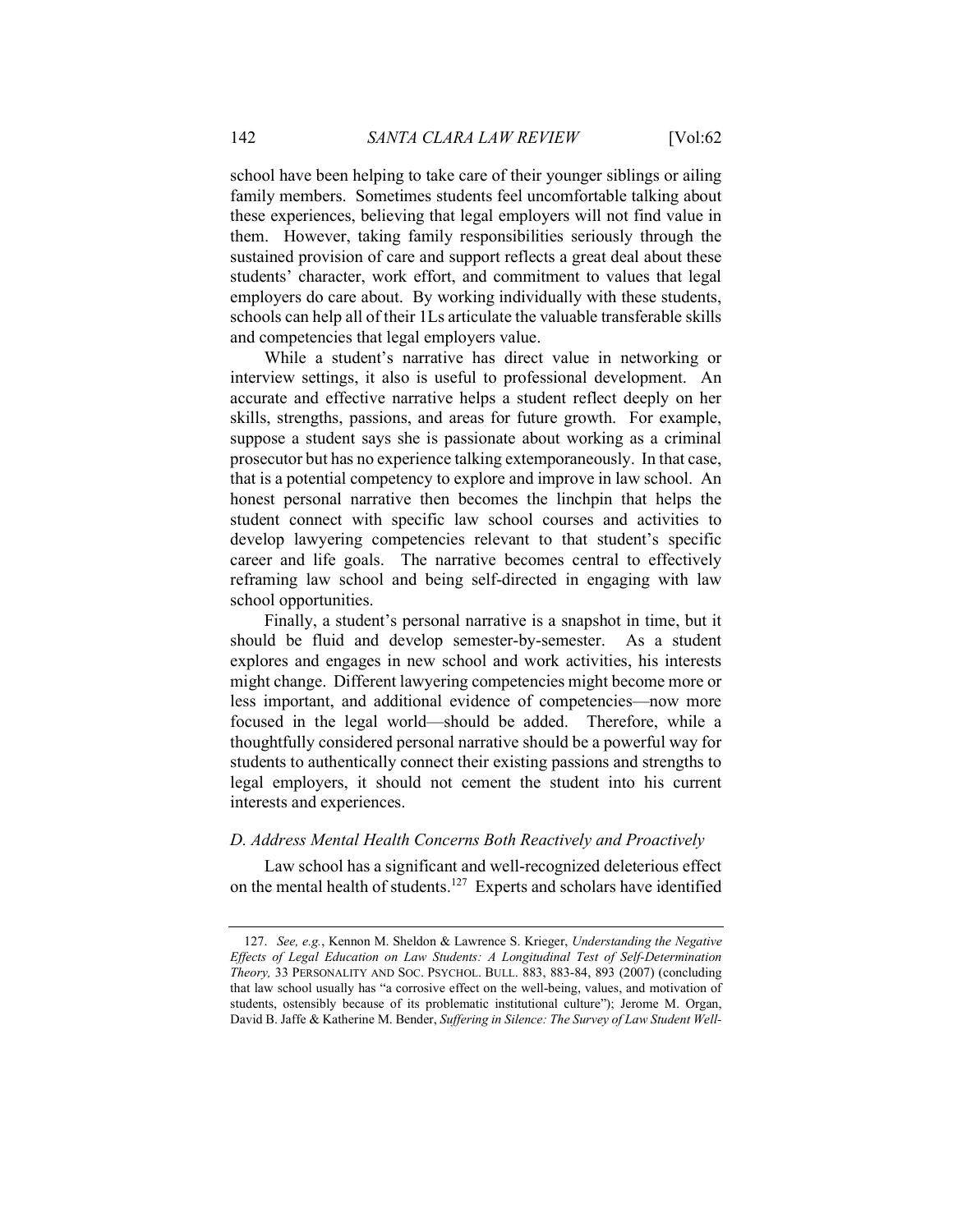school have been helping to take care of their younger siblings or ailing family members. Sometimes students feel uncomfortable talking about these experiences, believing that legal employers will not find value in them. However, taking family responsibilities seriously through the sustained provision of care and support reflects a great deal about these students' character, work effort, and commitment to values that legal employers do care about. By working individually with these students, schools can help all of their 1Ls articulate the valuable transferable skills and competencies that legal employers value.

While a student's narrative has direct value in networking or interview settings, it also is useful to professional development. An accurate and effective narrative helps a student reflect deeply on her skills, strengths, passions, and areas for future growth. For example, suppose a student says she is passionate about working as a criminal prosecutor but has no experience talking extemporaneously. In that case, that is a potential competency to explore and improve in law school. An honest personal narrative then becomes the linchpin that helps the student connect with specific law school courses and activities to develop lawyering competencies relevant to that student's specific career and life goals. The narrative becomes central to effectively reframing law school and being self-directed in engaging with law school opportunities.

Finally, a student's personal narrative is a snapshot in time, but it should be fluid and develop semester-by-semester. As a student explores and engages in new school and work activities, his interests might change. Different lawyering competencies might become more or less important, and additional evidence of competencies—now more focused in the legal world—should be added. Therefore, while a thoughtfully considered personal narrative should be a powerful way for students to authentically connect their existing passions and strengths to legal employers, it should not cement the student into his current interests and experiences.

### *D. Address Mental Health Concerns Both Reactively and Proactively*

Law school has a significant and well-recognized deleterious effect on the mental health of students.[127] Experts and scholars have identified

---

127. *See, e.g.*, Kennon M. Sheldon & Lawrence S. Krieger, *Understanding the Negative Effects of Legal Education on Law Students: A Longitudinal Test of Self-Determination Theory,* 33 PERSONALITY AND SOC. PSYCHOL. BULL. 883, 883-84, 893 (2007) (concluding that law school usually has "a corrosive effect on the well-being, values, and motivation of students, ostensibly because of its problematic institutional culture"); Jerome M. Organ, David B. Jaffe & Katherine M. Bender, *Suffering in Silence: The Survey of Law Student Well-*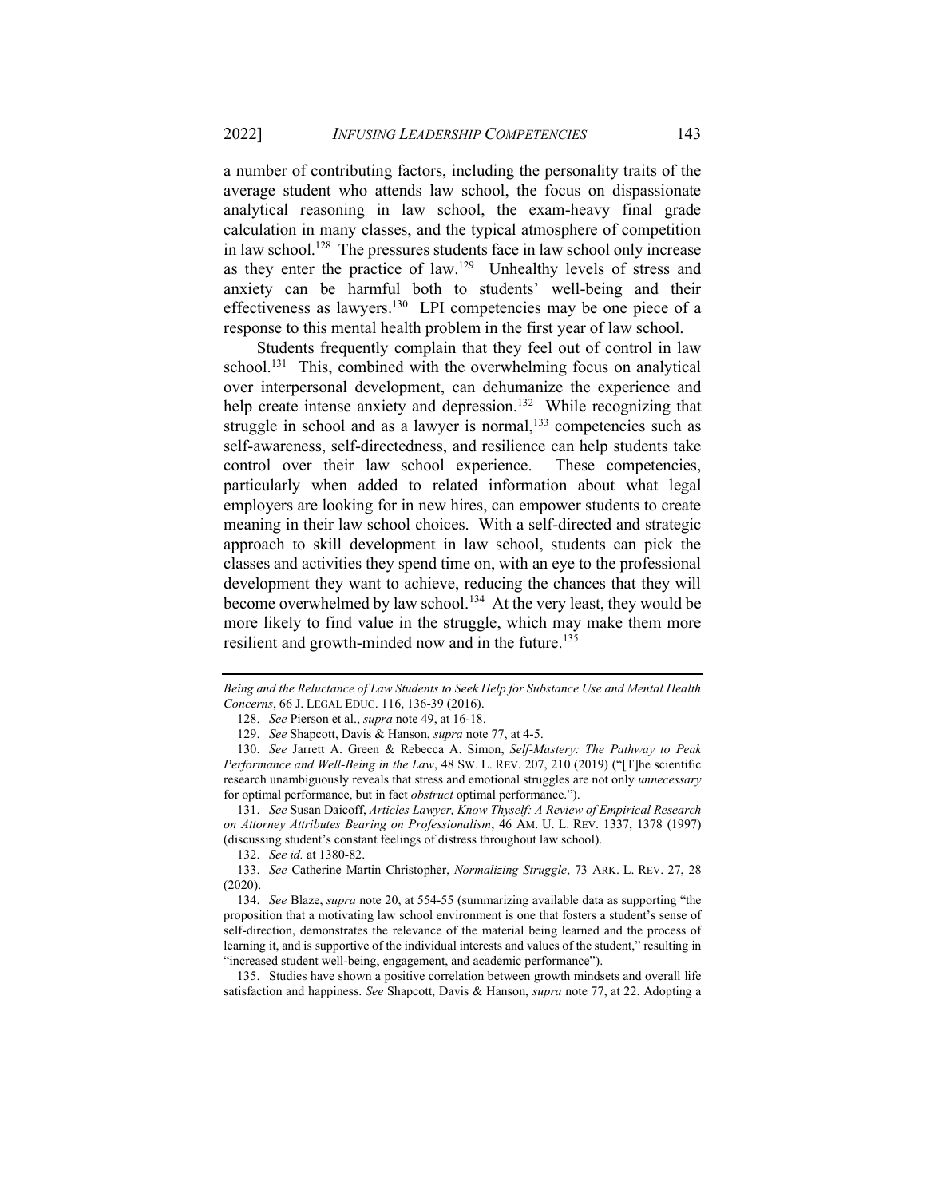a number of contributing factors, including the personality traits of the average student who attends law school, the focus on dispassionate analytical reasoning in law school, the exam-heavy final grade calculation in many classes, and the typical atmosphere of competition in law school.[128] The pressures students face in law school only increase as they enter the practice of law.[129] Unhealthy levels of stress and anxiety can be harmful both to students' well-being and their effectiveness as lawyers.[130] LPI competencies may be one piece of a response to this mental health problem in the first year of law school.

Students frequently complain that they feel out of control in law school.[131] This, combined with the overwhelming focus on analytical over interpersonal development, can dehumanize the experience and help create intense anxiety and depression.[132] While recognizing that struggle in school and as a lawyer is normal,[133] competencies such as self-awareness, self-directedness, and resilience can help students take control over their law school experience. These competencies, particularly when added to related information about what legal employers are looking for in new hires, can empower students to create meaning in their law school choices. With a self-directed and strategic approach to skill development in law school, students can pick the classes and activities they spend time on, with an eye to the professional development they want to achieve, reducing the chances that they will become overwhelmed by law school.[134] At the very least, they would be more likely to find value in the struggle, which may make them more resilient and growth-minded now and in the future.[135]

---

*Being and the Reluctance of Law Students to Seek Help for Substance Use and Mental Health Concerns*, 66 J. LEGAL EDUC. 116, 136-39 (2016).

128. *See* Pierson et al., *supra* note 49, at 16-18.

129. *See* Shapcott, Davis & Hanson, *supra* note 77, at 4-5.

130. *See* Jarrett A. Green & Rebecca A. Simon, *Self-Mastery: The Pathway to Peak Performance and Well-Being in the Law*, 48 SW. L. REV. 207, 210 (2019) ("[T]he scientific research unambiguously reveals that stress and emotional struggles are not only *unnecessary* for optimal performance, but in fact *obstruct* optimal performance.").

131. *See* Susan Daicoff, *Articles Lawyer, Know Thyself: A Review of Empirical Research on Attorney Attributes Bearing on Professionalism*, 46 AM. U. L. REV. 1337, 1378 (1997) (discussing student's constant feelings of distress throughout law school).

132. *See id.* at 1380-82.

133. *See* Catherine Martin Christopher, *Normalizing Struggle*, 73 ARK. L. REV. 27, 28 (2020).

134. *See* Blaze, *supra* note 20, at 554-55 (summarizing available data as supporting "the proposition that a motivating law school environment is one that fosters a student's sense of self-direction, demonstrates the relevance of the material being learned and the process of learning it, and is supportive of the individual interests and values of the student," resulting in "increased student well-being, engagement, and academic performance").

135. Studies have shown a positive correlation between growth mindsets and overall life satisfaction and happiness. *See* Shapcott, Davis & Hanson, *supra* note 77, at 22. Adopting a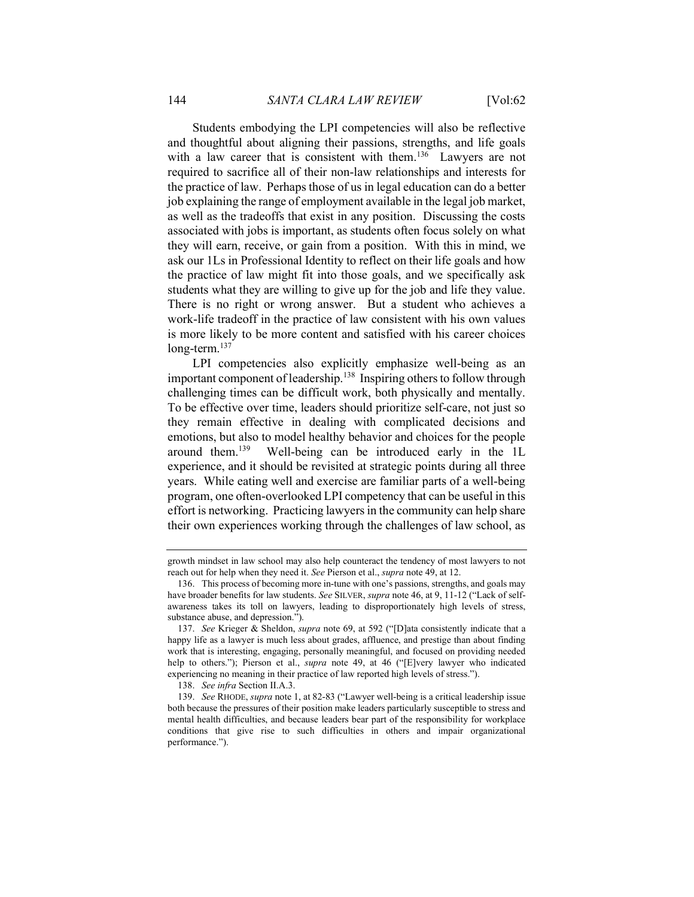Students embodying the LPI competencies will also be reflective and thoughtful about aligning their passions, strengths, and life goals with a law career that is consistent with them.[136] Lawyers are not required to sacrifice all of their non-law relationships and interests for the practice of law. Perhaps those of us in legal education can do a better job explaining the range of employment available in the legal job market, as well as the tradeoffs that exist in any position. Discussing the costs associated with jobs is important, as students often focus solely on what they will earn, receive, or gain from a position. With this in mind, we ask our 1Ls in Professional Identity to reflect on their life goals and how the practice of law might fit into those goals, and we specifically ask students what they are willing to give up for the job and life they value. There is no right or wrong answer. But a student who achieves a work-life tradeoff in the practice of law consistent with his own values is more likely to be more content and satisfied with his career choices long-term.[137]

LPI competencies also explicitly emphasize well-being as an important component of leadership.[138] Inspiring others to follow through challenging times can be difficult work, both physically and mentally. To be effective over time, leaders should prioritize self-care, not just so they remain effective in dealing with complicated decisions and emotions, but also to model healthy behavior and choices for the people around them.[139] Well-being can be introduced early in the 1L experience, and it should be revisited at strategic points during all three years. While eating well and exercise are familiar parts of a well-being program, one often-overlooked LPI competency that can be useful in this effort is networking. Practicing lawyers in the community can help share their own experiences working through the challenges of law school, as

---

growth mindset in law school may also help counteract the tendency of most lawyers to not reach out for help when they need it. *See* Pierson et al., *supra* note 49, at 12.

136. This process of becoming more in-tune with one's passions, strengths, and goals may have broader benefits for law students. *See* SILVER, *supra* note 46, at 9, 11-12 ("Lack of self-awareness takes its toll on lawyers, leading to disproportionately high levels of stress, substance abuse, and depression.").

137. *See* Krieger & Sheldon, *supra* note 69, at 592 ("[D]ata consistently indicate that a happy life as a lawyer is much less about grades, affluence, and prestige than about finding work that is interesting, engaging, personally meaningful, and focused on providing needed help to others."); Pierson et al., *supra* note 49, at 46 ("[E]very lawyer who indicated experiencing no meaning in their practice of law reported high levels of stress.").

138. *See infra* Section II.A.3.

139. *See* RHODE, *supra* note 1, at 82-83 ("Lawyer well-being is a critical leadership issue both because the pressures of their position make leaders particularly susceptible to stress and mental health difficulties, and because leaders bear part of the responsibility for workplace conditions that give rise to such difficulties in others and impair organizational performance.").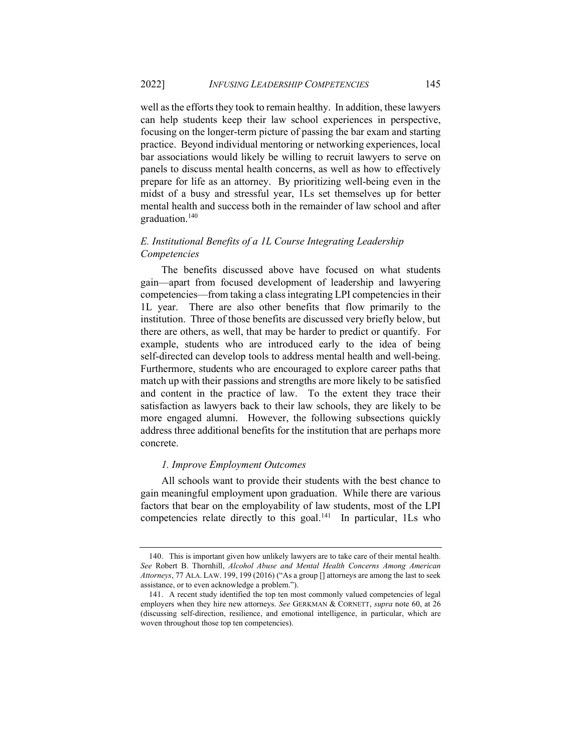well as the efforts they took to remain healthy. In addition, these lawyers can help students keep their law school experiences in perspective, focusing on the longer-term picture of passing the bar exam and starting practice. Beyond individual mentoring or networking experiences, local bar associations would likely be willing to recruit lawyers to serve on panels to discuss mental health concerns, as well as how to effectively prepare for life as an attorney. By prioritizing well-being even in the midst of a busy and stressful year, 1Ls set themselves up for better mental health and success both in the remainder of law school and after graduation.[140]

### *E. Institutional Benefits of a 1L Course Integrating Leadership Competencies*

The benefits discussed above have focused on what students gain—apart from focused development of leadership and lawyering competencies—from taking a class integrating LPI competencies in their 1L year. There are also other benefits that flow primarily to the institution. Three of those benefits are discussed very briefly below, but there are others, as well, that may be harder to predict or quantify. For example, students who are introduced early to the idea of being self-directed can develop tools to address mental health and well-being. Furthermore, students who are encouraged to explore career paths that match up with their passions and strengths are more likely to be satisfied and content in the practice of law. To the extent they trace their satisfaction as lawyers back to their law schools, they are likely to be more engaged alumni. However, the following subsections quickly address three additional benefits for the institution that are perhaps more concrete.

#### *1. Improve Employment Outcomes*

All schools want to provide their students with the best chance to gain meaningful employment upon graduation. While there are various factors that bear on the employability of law students, most of the LPI competencies relate directly to this goal.[141] In particular, 1Ls who

---

140. This is important given how unlikely lawyers are to take care of their mental health. *See* Robert B. Thornhill, *Alcohol Abuse and Mental Health Concerns Among American Attorneys*, 77 ALA. LAW. 199, 199 (2016) ("As a group [] attorneys are among the last to seek assistance, or to even acknowledge a problem.").

141. A recent study identified the top ten most commonly valued competencies of legal employers when they hire new attorneys. *See* GERKMAN & CORNETT, *supra* note 60, at 26 (discussing self-direction, resilience, and emotional intelligence, in particular, which are woven throughout those top ten competencies).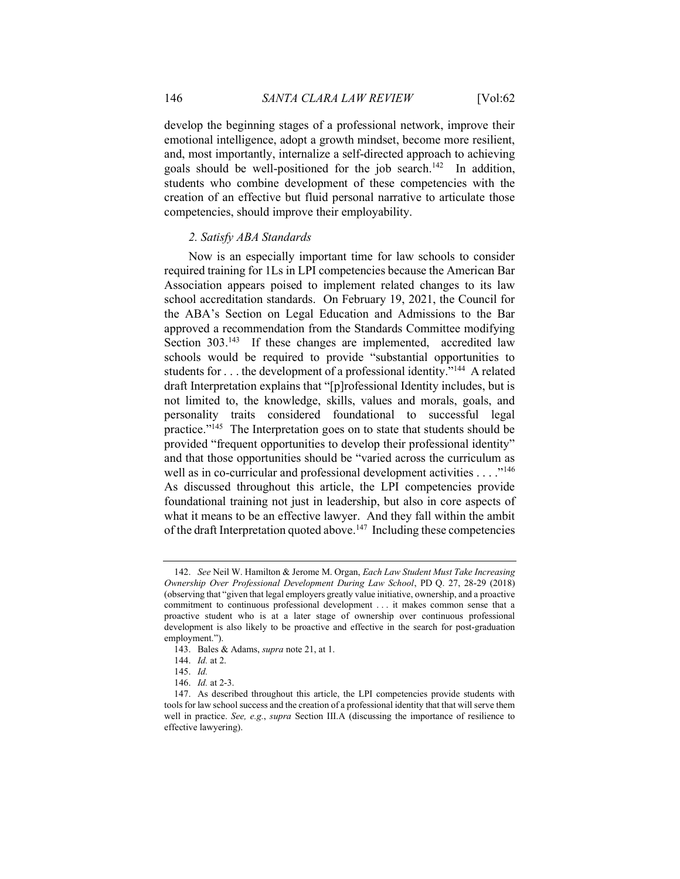develop the beginning stages of a professional network, improve their emotional intelligence, adopt a growth mindset, become more resilient, and, most importantly, internalize a self-directed approach to achieving goals should be well-positioned for the job search.[142] In addition, students who combine development of these competencies with the creation of an effective but fluid personal narrative to articulate those competencies, should improve their employability.

### *2. Satisfy ABA Standards*

Now is an especially important time for law schools to consider required training for 1Ls in LPI competencies because the American Bar Association appears poised to implement related changes to its law school accreditation standards. On February 19, 2021, the Council for the ABA's Section on Legal Education and Admissions to the Bar approved a recommendation from the Standards Committee modifying Section 303.[143] If these changes are implemented, accredited law schools would be required to provide "substantial opportunities to students for . . . the development of a professional identity."[144] A related draft Interpretation explains that "[p]rofessional Identity includes, but is not limited to, the knowledge, skills, values and morals, goals, and personality traits considered foundational to successful legal practice."[145] The Interpretation goes on to state that students should be provided "frequent opportunities to develop their professional identity" and that those opportunities should be "varied across the curriculum as well as in co-curricular and professional development activities . . . ."[146] As discussed throughout this article, the LPI competencies provide foundational training not just in leadership, but also in core aspects of what it means to be an effective lawyer. And they fall within the ambit of the draft Interpretation quoted above.[147] Including these competencies

---

142. *See* Neil W. Hamilton & Jerome M. Organ, *Each Law Student Must Take Increasing Ownership Over Professional Development During Law School*, PD Q. 27, 28-29 (2018) (observing that "given that legal employers greatly value initiative, ownership, and a proactive commitment to continuous professional development . . . it makes common sense that a proactive student who is at a later stage of ownership over continuous professional development is also likely to be proactive and effective in the search for post-graduation employment.").

143. Bales & Adams, *supra* note 21, at 1.

144. *Id.* at 2.

145. *Id.*

146. *Id.* at 2-3.

147. As described throughout this article, the LPI competencies provide students with tools for law school success and the creation of a professional identity that that will serve them well in practice. *See, e.g.*, *supra* Section III.A (discussing the importance of resilience to effective lawyering).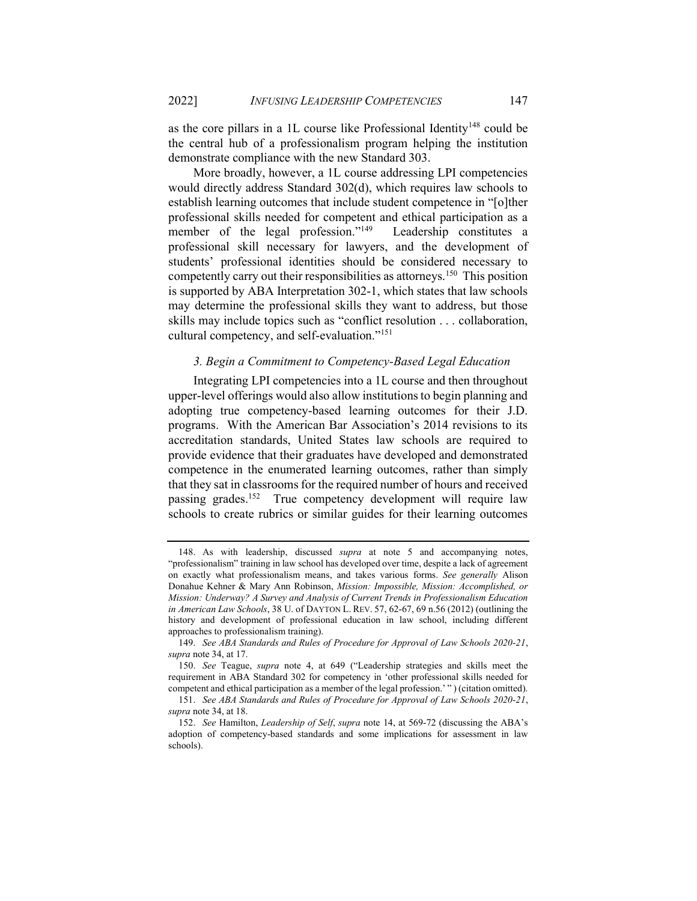as the core pillars in a 1L course like Professional Identity[148] could be the central hub of a professionalism program helping the institution demonstrate compliance with the new Standard 303.

More broadly, however, a 1L course addressing LPI competencies would directly address Standard 302(d), which requires law schools to establish learning outcomes that include student competence in "[o]ther professional skills needed for competent and ethical participation as a member of the legal profession."[149] Leadership constitutes a professional skill necessary for lawyers, and the development of students' professional identities should be considered necessary to competently carry out their responsibilities as attorneys.[150] This position is supported by ABA Interpretation 302-1, which states that law schools may determine the professional skills they want to address, but those skills may include topics such as "conflict resolution . . . collaboration, cultural competency, and self-evaluation."[151]

### *3. Begin a Commitment to Competency-Based Legal Education*

Integrating LPI competencies into a 1L course and then throughout upper-level offerings would also allow institutions to begin planning and adopting true competency-based learning outcomes for their J.D. programs. With the American Bar Association's 2014 revisions to its accreditation standards, United States law schools are required to provide evidence that their graduates have developed and demonstrated competence in the enumerated learning outcomes, rather than simply that they sat in classrooms for the required number of hours and received passing grades.[152] True competency development will require law schools to create rubrics or similar guides for their learning outcomes

---

148. As with leadership, discussed *supra* at note 5 and accompanying notes, "professionalism" training in law school has developed over time, despite a lack of agreement on exactly what professionalism means, and takes various forms. *See generally* Alison Donahue Kehner & Mary Ann Robinson, *Mission: Impossible, Mission: Accomplished, or Mission: Underway? A Survey and Analysis of Current Trends in Professionalism Education in American Law Schools*, 38 U. of DAYTON L. REV. 57, 62-67, 69 n.56 (2012) (outlining the history and development of professional education in law school, including different approaches to professionalism training).

149. *See ABA Standards and Rules of Procedure for Approval of Law Schools 2020-21*, *supra* note 34, at 17.

150. *See* Teague, *supra* note 4, at 649 ("Leadership strategies and skills meet the requirement in ABA Standard 302 for competency in 'other professional skills needed for competent and ethical participation as a member of the legal profession.' " ) (citation omitted).

151. *See ABA Standards and Rules of Procedure for Approval of Law Schools 2020-21*, *supra* note 34, at 18.

152. *See* Hamilton, *Leadership of Self*, *supra* note 14, at 569-72 (discussing the ABA's adoption of competency-based standards and some implications for assessment in law schools).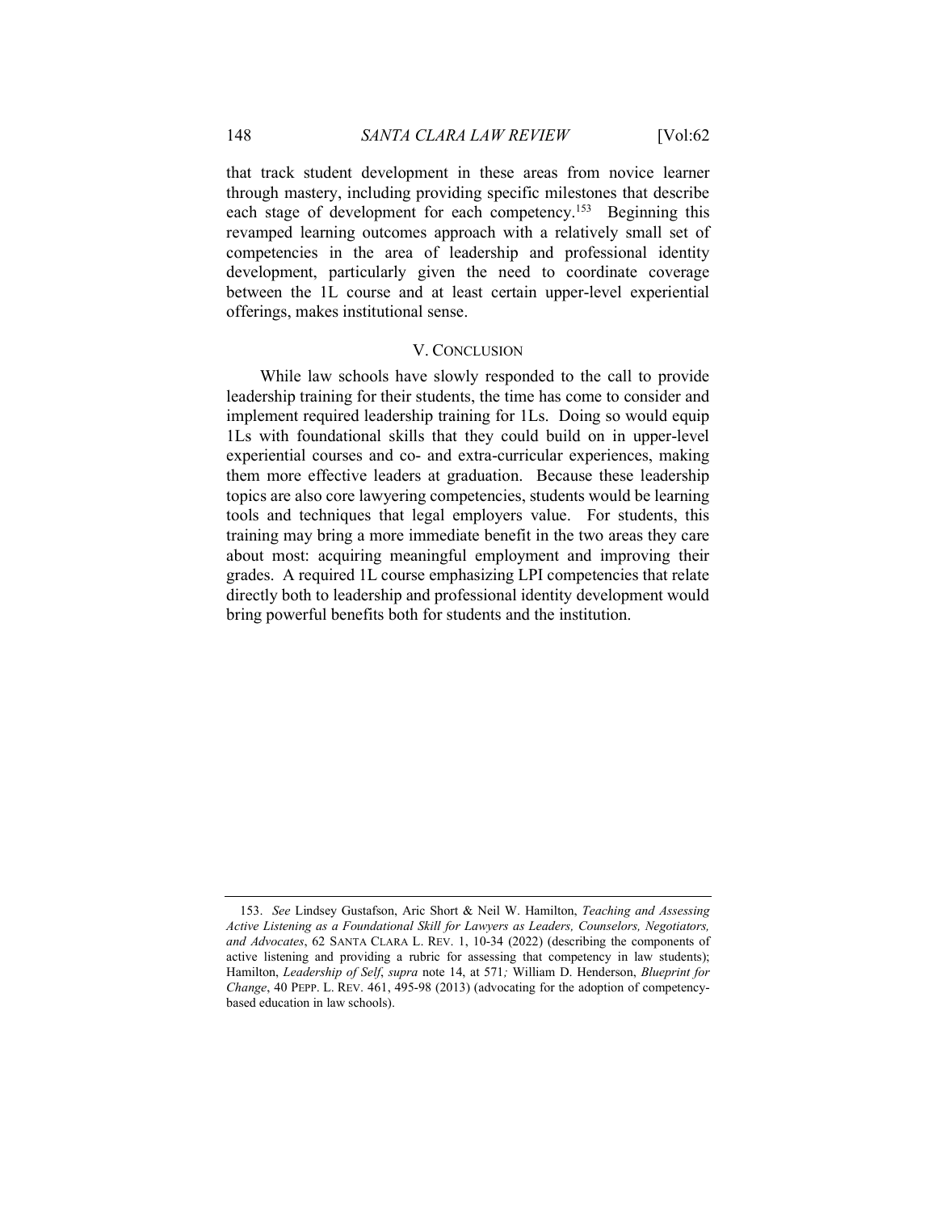that track student development in these areas from novice learner through mastery, including providing specific milestones that describe each stage of development for each competency.[153] Beginning this revamped learning outcomes approach with a relatively small set of competencies in the area of leadership and professional identity development, particularly given the need to coordinate coverage between the 1L course and at least certain upper-level experiential offerings, makes institutional sense.

## V. CONCLUSION

While law schools have slowly responded to the call to provide leadership training for their students, the time has come to consider and implement required leadership training for 1Ls. Doing so would equip 1Ls with foundational skills that they could build on in upper-level experiential courses and co- and extra-curricular experiences, making them more effective leaders at graduation. Because these leadership topics are also core lawyering competencies, students would be learning tools and techniques that legal employers value. For students, this training may bring a more immediate benefit in the two areas they care about most: acquiring meaningful employment and improving their grades. A required 1L course emphasizing LPI competencies that relate directly both to leadership and professional identity development would bring powerful benefits both for students and the institution.

---

153. *See* Lindsey Gustafson, Aric Short & Neil W. Hamilton, *Teaching and Assessing Active Listening as a Foundational Skill for Lawyers as Leaders, Counselors, Negotiators, and Advocates*, 62 SANTA CLARA L. REV. 1, 10-34 (2022) (describing the components of active listening and providing a rubric for assessing that competency in law students); Hamilton, *Leadership of Self*, *supra* note 14, at 571*;* William D. Henderson, *Blueprint for Change*, 40 PEPP. L. REV. 461, 495-98 (2013) (advocating for the adoption of competency-based education in law schools).